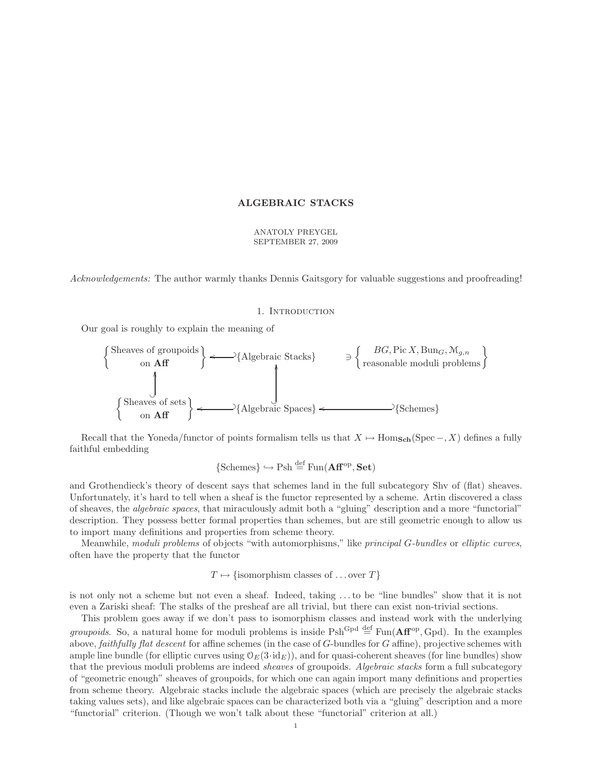# ALGEBRAIC STACKS

ANATOLY PREYGEL
SEPTEMBER 27, 2009

*Acknowledgements:* The author warmly thanks Dennis Gaitsgory for valuable suggestions and proofreading!

## 1. Introduction

Our goal is roughly to explain the meaning of

$$\begin{array}{ccccc}
\left\{\begin{array}{c}\text{Sheaves of groupoids}\\ \text{on } \mathbf{Aff}\end{array}\right\} & \hookleftarrow & \{\text{Algebraic Stacks}\} & \ni & \left\{\begin{array}{c}BG, \operatorname{Pic} X, \operatorname{Bun}_G, \mathcal{M}_{g,n}\\ \text{reasonable moduli problems}\end{array}\right\} \\
\uparrow & & \uparrow & & \\
\left\{\begin{array}{c}\text{Sheaves of sets}\\ \text{on } \mathbf{Aff}\end{array}\right\} & \hookleftarrow & \{\text{Algebraic Spaces}\} & \hookleftarrow & \{\text{Schemes}\}
\end{array}$$

Recall that the Yoneda/functor of points formalism tells us that $X \mapsto \operatorname{Hom}_{\mathbf{Sch}}(\operatorname{Spec} -, X)$ defines a fully faithful embedding

$$\{\text{Schemes}\} \hookrightarrow \operatorname{Psh} \stackrel{\text{def}}{=} \operatorname{Fun}(\mathbf{Aff}^{\text{op}}, \mathbf{Set})$$

and Grothendieck's theory of descent says that schemes land in the full subcategory Shv of (flat) sheaves. Unfortunately, it's hard to tell when a sheaf is the functor represented by a scheme. Artin discovered a class of sheaves, the *algebraic spaces*, that miraculously admit both a "gluing" description and a more "functorial" description. They possess better formal properties than schemes, but are still geometric enough to allow us to import many definitions and properties from scheme theory.

Meanwhile, *moduli problems* of objects "with automorphisms," like *principal G-bundles* or *elliptic curves*, often have the property that the functor

$$T \mapsto \{\text{isomorphism classes of} \ldots \text{over } T\}$$

is not only not a scheme but not even a sheaf. Indeed, taking ... to be "line bundles" show that it is not even a Zariski sheaf: The stalks of the presheaf are all trivial, but there can exist non-trivial sections.

This problem goes away if we don't pass to isomorphism classes and instead work with the underlying *groupoids*. So, a natural home for moduli problems is inside $\operatorname{Psh}^{\text{Gpd}} \stackrel{\text{def}}{=} \operatorname{Fun}(\mathbf{Aff}^{\text{op}}, \text{Gpd})$. In the examples above, *faithfully flat descent* for affine schemes (in the case of $G$-bundles for $G$ affine), projective schemes with ample line bundle (for elliptic curves using $\mathcal{O}_E(3 \cdot \mathrm{id}_E)$), and for quasi-coherent sheaves (for line bundles) show that the previous moduli problems are indeed *sheaves* of groupoids. *Algebraic stacks* form a full subcategory of "geometric enough" sheaves of groupoids, for which one can again import many definitions and properties from scheme theory. Algebraic stacks include the algebraic spaces (which are precisely the algebraic stacks taking values sets), and like algebraic spaces can be characterized both via a "gluing" description and a more "functorial" criterion. (Though we won't talk about these "functorial" criterion at all.)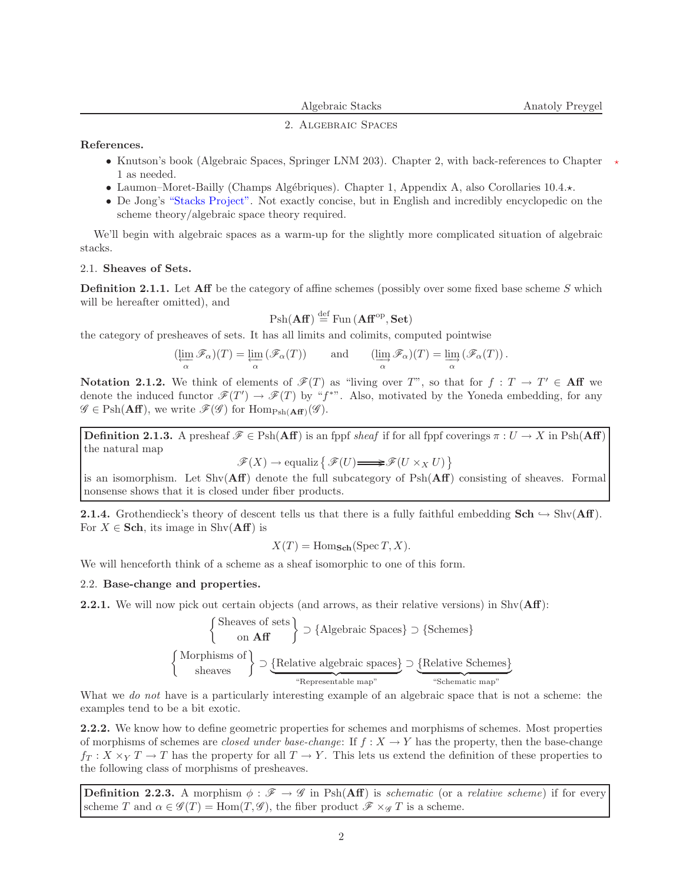## 2. Algebraic Spaces

**References.**

- Knutson's book (Algebraic Spaces, Springer LNM 203). Chapter 2, with back-references to Chapter 1 as needed.
- Laumon–Moret-Bailly (Champs Algébriques). Chapter 1, Appendix A, also Corollaries 10.4.⋆.
- De Jong's "Stacks Project". Not exactly concise, but in English and incredibly encyclopedic on the scheme theory/algebraic space theory required.

We'll begin with algebraic spaces as a warm-up for the slightly more complicated situation of algebraic stacks.

### 2.1. Sheaves of Sets.

**Definition 2.1.1.** Let **Aff** be the category of affine schemes (possibly over some fixed base scheme $S$ which will be hereafter omitted), and

$$\mathrm{Psh}(\mathbf{Aff}) \stackrel{\text{def}}{=} \mathrm{Fun}\left(\mathbf{Aff}^{\mathrm{op}}, \mathbf{Set}\right)$$

the category of presheaves of sets. It has all limits and colimits, computed pointwise

$$(\varprojlim_{\alpha} \mathscr{F}_\alpha)(T) = \varprojlim_{\alpha}\left(\mathscr{F}_\alpha(T)\right) \qquad \text{and} \qquad (\varinjlim_{\alpha} \mathscr{F}_\alpha)(T) = \varinjlim_{\alpha}\left(\mathscr{F}_\alpha(T)\right).$$

**Notation 2.1.2.** We think of elements of $\mathscr{F}(T)$ as "living over $T$", so that for $f : T \to T' \in \mathbf{Aff}$ we denote the induced functor $\mathscr{F}(T') \to \mathscr{F}(T)$ by "$f^*$". Also, motivated by the Yoneda embedding, for any $\mathscr{G} \in \mathrm{Psh}(\mathbf{Aff})$, we write $\mathscr{F}(\mathscr{G})$ for $\mathrm{Hom}_{\mathrm{Psh}(\mathbf{Aff})}(\mathscr{G})$.

**Definition 2.1.3.** A presheaf $\mathscr{F} \in \mathrm{Psh}(\mathbf{Aff})$ is an fppf *sheaf* if for all fppf coverings $\pi : U \to X$ in $\mathrm{Psh}(\mathbf{Aff})$ the natural map

$$\mathscr{F}(X) \to \mathrm{equaliz}\left\{ \mathscr{F}(U) \rightrightarrows \mathscr{F}(U \times_X U) \right\}$$

is an isomorphism. Let $\mathrm{Shv}(\mathbf{Aff})$ denote the full subcategory of $\mathrm{Psh}(\mathbf{Aff})$ consisting of sheaves. Formal nonsense shows that it is closed under fiber products.

**2.1.4.** Grothendieck's theory of descent tells us that there is a fully faithful embedding $\mathbf{Sch} \hookrightarrow \mathrm{Shv}(\mathbf{Aff})$. For $X \in \mathbf{Sch}$, its image in $\mathrm{Shv}(\mathbf{Aff})$ is

$$X(T) = \mathrm{Hom}_{\mathbf{Sch}}(\mathrm{Spec}\, T, X).$$

We will henceforth think of a scheme as a sheaf isomorphic to one of this form.

### 2.2. Base-change and properties.

**2.2.1.** We will now pick out certain objects (and arrows, as their relative versions) in $\mathrm{Shv}(\mathbf{Aff})$:

$$\left\{ \begin{array}{c} \text{Sheaves of sets} \\ \text{on } \mathbf{Aff} \end{array} \right\} \supset \{\text{Algebraic Spaces}\} \supset \{\text{Schemes}\}$$

$$\left\{ \begin{array}{c} \text{Morphisms of} \\ \text{sheaves} \end{array} \right\} \supset \underbrace{\{\text{Relative algebraic spaces}\}}_{\text{“Representable map”}} \supset \underbrace{\{\text{Relative Schemes}\}}_{\text{“Schematic map”}}$$

What we *do not* have is a particularly interesting example of an algebraic space that is not a scheme: the examples tend to be a bit exotic.

**2.2.2.** We know how to define geometric properties for schemes and morphisms of schemes. Most properties of morphisms of schemes are *closed under base-change*: If $f : X \to Y$ has the property, then the base-change $f_T : X \times_Y T \to T$ has the property for all $T \to Y$. This lets us extend the definition of these properties to the following class of morphisms of presheaves.

**Definition 2.2.3.** A morphism $\phi : \mathscr{F} \to \mathscr{G}$ in $\mathrm{Psh}(\mathbf{Aff})$ is *schematic* (or a *relative scheme*) if for every scheme $T$ and $\alpha \in \mathscr{G}(T) = \mathrm{Hom}(T, \mathscr{G})$, the fiber product $\mathscr{F} \times_{\mathscr{G}} T$ is a scheme.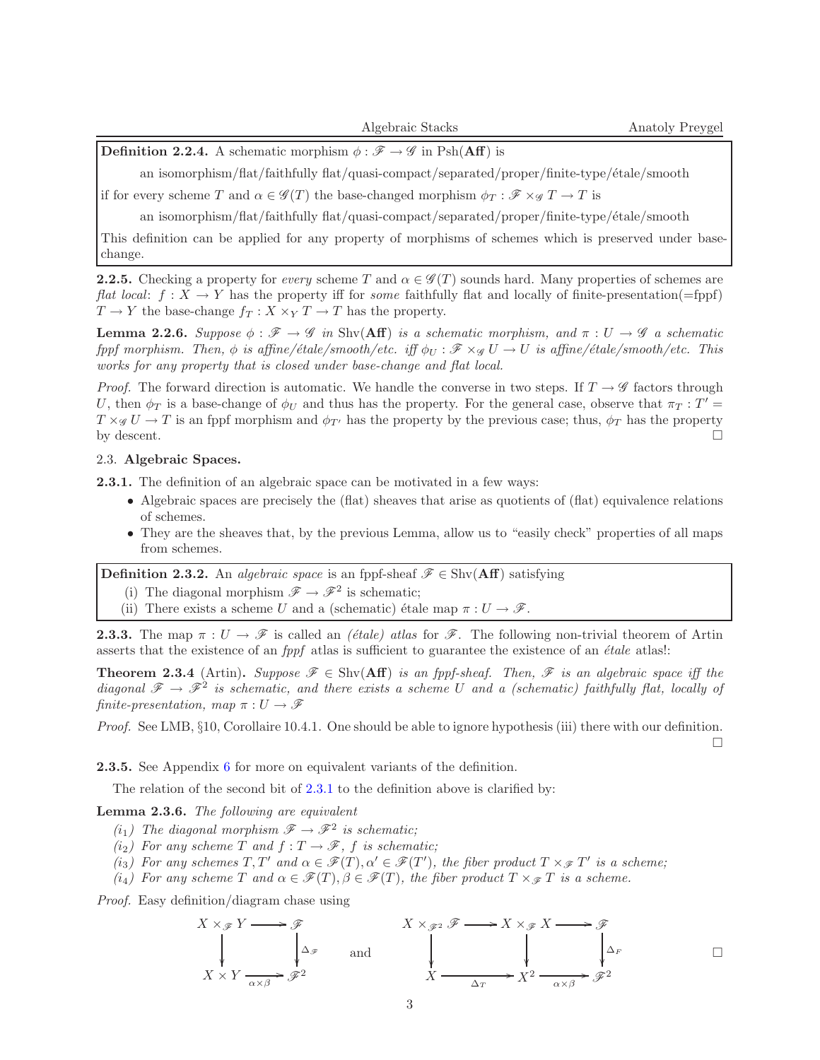**Definition 2.2.4.** A schematic morphism $\phi : \mathscr{F} \to \mathscr{G}$ in Psh(**Aff**) is

an isomorphism/flat/faithfully flat/quasi-compact/separated/proper/finite-type/étale/smooth

if for every scheme $T$ and $\alpha \in \mathscr{G}(T)$ the base-changed morphism $\phi_T : \mathscr{F} \times_{\mathscr{G}} T \to T$ is

an isomorphism/flat/faithfully flat/quasi-compact/separated/proper/finite-type/étale/smooth

This definition can be applied for any property of morphisms of schemes which is preserved under base-change.

**2.2.5.** Checking a property for *every* scheme $T$ and $\alpha \in \mathscr{G}(T)$ sounds hard. Many properties of schemes are *flat local*: $f : X \to Y$ has the property iff for *some* faithfully flat and locally of finite-presentation(=fppf) $T \to Y$ the base-change $f_T : X \times_Y T \to T$ has the property.

**Lemma 2.2.6.** *Suppose $\phi : \mathscr{F} \to \mathscr{G}$ in* Shv(**Aff**) *is a schematic morphism, and $\pi : U \to \mathscr{G}$ a schematic fppf morphism. Then, $\phi$ is affine/étale/smooth/etc. iff $\phi_U : \mathscr{F} \times_{\mathscr{G}} U \to U$ is affine/étale/smooth/etc. This works for any property that is closed under base-change and flat local.*

*Proof.* The forward direction is automatic. We handle the converse in two steps. If $T \to \mathscr{G}$ factors through $U$, then $\phi_T$ is a base-change of $\phi_U$ and thus has the property. For the general case, observe that $\pi_T : T' = T \times_{\mathscr{G}} U \to T$ is an fppf morphism and $\phi_{T'}$ has the property by the previous case; thus, $\phi_T$ has the property by descent. $\square$

## 2.3. **Algebraic Spaces.**

**2.3.1.** The definition of an algebraic space can be motivated in a few ways:

- Algebraic spaces are precisely the (flat) sheaves that arise as quotients of (flat) equivalence relations of schemes.
- They are the sheaves that, by the previous Lemma, allow us to "easily check" properties of all maps from schemes.

**Definition 2.3.2.** An *algebraic space* is an fppf-sheaf $\mathscr{F} \in$ Shv(**Aff**) satisfying

(i) The diagonal morphism $\mathscr{F} \to \mathscr{F}^2$ is schematic;
(ii) There exists a scheme $U$ and a (schematic) étale map $\pi : U \to \mathscr{F}$.

**2.3.3.** The map $\pi : U \to \mathscr{F}$ is called an *(étale) atlas* for $\mathscr{F}$. The following non-trivial theorem of Artin asserts that the existence of an *fppf* atlas is sufficient to guarantee the existence of an *étale* atlas!:

**Theorem 2.3.4** (Artin)**.** *Suppose $\mathscr{F} \in$ Shv(**Aff**) is an fppf-sheaf. Then, $\mathscr{F}$ is an algebraic space iff the diagonal $\mathscr{F} \to \mathscr{F}^2$ is schematic, and there exists a scheme $U$ and a (schematic) faithfully flat, locally of finite-presentation, map $\pi : U \to \mathscr{F}$*

*Proof.* See LMB, §10, Corollaire 10.4.1. One should be able to ignore hypothesis (iii) there with our definition. $\square$

**2.3.5.** See Appendix 6 for more on equivalent variants of the definition.

The relation of the second bit of 2.3.1 to the definition above is clarified by:

**Lemma 2.3.6.** *The following are equivalent*

*($i_1$) The diagonal morphism $\mathscr{F} \to \mathscr{F}^2$ is schematic;*
*($i_2$) For any scheme $T$ and $f : T \to \mathscr{F}$, $f$ is schematic;*
*($i_3$) For any schemes $T, T'$ and $\alpha \in \mathscr{F}(T), \alpha' \in \mathscr{F}(T')$, the fiber product $T \times_{\mathscr{F}} T'$ is a scheme;*
*($i_4$) For any scheme $T$ and $\alpha \in \mathscr{F}(T), \beta \in \mathscr{F}(T)$, the fiber product $T \times_{\mathscr{F}} T$ is a scheme.*

*Proof.* Easy definition/diagram chase using

$$\begin{array}{ccc} X \times_{\mathscr{F}} Y & \longrightarrow & \mathscr{F} \\ \downarrow & & \downarrow \Delta_{\mathscr{F}} \\ X \times Y & \xrightarrow{\alpha \times \beta} & \mathscr{F}^2 \end{array} \qquad \text{and} \qquad \begin{array}{ccccc} X \times_{\mathscr{F}^2} \mathscr{F} & \longrightarrow & X \times_{\mathscr{F}} X & \longrightarrow & \mathscr{F} \\ \downarrow & & \downarrow & & \downarrow \Delta_F \\ X & \xrightarrow{\Delta_T} & X^2 & \xrightarrow{\alpha \times \beta} & \mathscr{F}^2 \end{array}$$

$\square$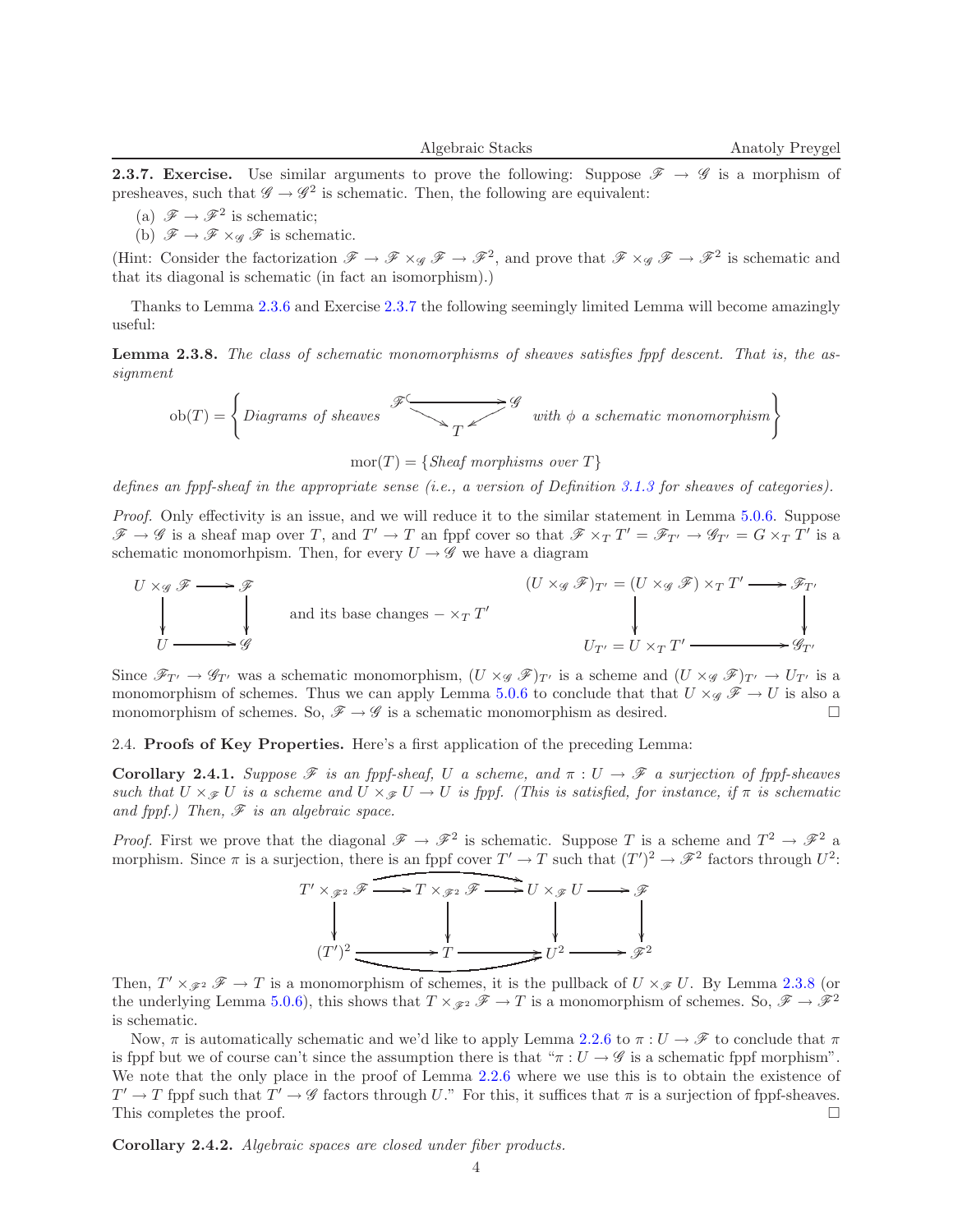**2.3.7. Exercise.** Use similar arguments to prove the following: Suppose $\mathscr{F} \to \mathscr{G}$ is a morphism of presheaves, such that $\mathscr{G} \to \mathscr{G}^2$ is schematic. Then, the following are equivalent:

(a) $\mathscr{F} \to \mathscr{F}^2$ is schematic;
(b) $\mathscr{F} \to \mathscr{F} \times_{\mathscr{G}} \mathscr{F}$ is schematic.

(Hint: Consider the factorization $\mathscr{F} \to \mathscr{F} \times_{\mathscr{G}} \mathscr{F} \to \mathscr{F}^2$, and prove that $\mathscr{F} \times_{\mathscr{G}} \mathscr{F} \to \mathscr{F}^2$ is schematic and that its diagonal is schematic (in fact an isomorphism).)

Thanks to Lemma 2.3.6 and Exercise 2.3.7 the following seemingly limited Lemma will become amazingly useful:

**Lemma 2.3.8.** *The class of schematic monomorphisms of sheaves satisfies fppf descent. That is, the assignment*

$$\mathrm{ob}(T) = \left\{ \textit{Diagrams of sheaves } \begin{array}{c} \mathscr{F} \hookrightarrow \mathscr{G} \\ \searrow \ \swarrow \\ T \end{array} \textit{ with } \phi \textit{ a schematic monomorphism} \right\}$$

$$\mathrm{mor}(T) = \{\textit{Sheaf morphisms over } T\}$$

*defines an fppf-sheaf in the appropriate sense (i.e., a version of Definition 3.1.3 for sheaves of categories).*

*Proof.* Only effectivity is an issue, and we will reduce it to the similar statement in Lemma 5.0.6. Suppose $\mathscr{F} \to \mathscr{G}$ is a sheaf map over $T$, and $T' \to T$ an fppf cover so that $\mathscr{F} \times_T T' = \mathscr{F}_{T'} \to \mathscr{G}_{T'} = G \times_T T'$ is a schematic monomorhpism. Then, for every $U \to \mathscr{G}$ we have a diagram

$$\begin{array}{ccc} U \times_{\mathscr{G}} \mathscr{F} & \longrightarrow & \mathscr{F} \\ \downarrow & & \downarrow \\ U & \longrightarrow & \mathscr{G} \end{array} \quad \text{and its base changes } - \times_T T' \quad \begin{array}{ccc} (U \times_{\mathscr{G}} \mathscr{F})_{T'} = (U \times_{\mathscr{G}} \mathscr{F}) \times_T T' & \longrightarrow & \mathscr{F}_{T'} \\ \downarrow & & \downarrow \\ U_{T'} = U \times_T T' & \longrightarrow & \mathscr{G}_{T'} \end{array}$$

Since $\mathscr{F}_{T'} \to \mathscr{G}_{T'}$ was a schematic monomorphism, $(U \times_{\mathscr{G}} \mathscr{F})_{T'}$ is a scheme and $(U \times_{\mathscr{G}} \mathscr{F})_{T'} \to U_{T'}$ is a monomorphism of schemes. Thus we can apply Lemma 5.0.6 to conclude that that $U \times_{\mathscr{G}} \mathscr{F} \to U$ is also a monomorphism of schemes. So, $\mathscr{F} \to \mathscr{G}$ is a schematic monomorphism as desired. $\square$

## 2.4. Proofs of Key Properties.

Here's a first application of the preceding Lemma:

**Corollary 2.4.1.** *Suppose $\mathscr{F}$ is an fppf-sheaf, $U$ a scheme, and $\pi : U \to \mathscr{F}$ a surjection of fppf-sheaves such that $U \times_{\mathscr{F}} U$ is a scheme and $U \times_{\mathscr{F}} U \to U$ is fppf. (This is satisfied, for instance, if $\pi$ is schematic and fppf.) Then, $\mathscr{F}$ is an algebraic space.*

*Proof.* First we prove that the diagonal $\mathscr{F} \to \mathscr{F}^2$ is schematic. Suppose $T$ is a scheme and $T^2 \to \mathscr{F}^2$ a morphism. Since $\pi$ is a surjection, there is an fppf cover $T' \to T$ such that $(T')^2 \to \mathscr{F}^2$ factors through $U^2$:

$$\begin{array}{ccccccc} T' \times_{\mathscr{F}^2} \mathscr{F} & \longrightarrow & T \times_{\mathscr{F}^2} \mathscr{F} & \longrightarrow & U \times_{\mathscr{F}} U & \longrightarrow & \mathscr{F} \\ \downarrow & & \downarrow & & \downarrow & & \downarrow \\ (T')^2 & \longrightarrow & T & \longrightarrow & U^2 & \longrightarrow & \mathscr{F}^2 \end{array}$$

Then, $T' \times_{\mathscr{F}^2} \mathscr{F} \to T$ is a monomorphism of schemes, it is the pullback of $U \times_{\mathscr{F}} U$. By Lemma 2.3.8 (or the underlying Lemma 5.0.6), this shows that $T \times_{\mathscr{F}^2} \mathscr{F} \to T$ is a monomorphism of schemes. So, $\mathscr{F} \to \mathscr{F}^2$ is schematic.

Now, $\pi$ is automatically schematic and we'd like to apply Lemma 2.2.6 to $\pi : U \to \mathscr{F}$ to conclude that $\pi$ is fppf but we of course can't since the assumption there is that "$\pi : U \to \mathscr{G}$ is a schematic fppf morphism". We note that the only place in the proof of Lemma 2.2.6 where we use this is to obtain the existence of $T' \to T$ fppf such that $T' \to \mathscr{G}$ factors through $U$." For this, it suffices that $\pi$ is a surjection of fppf-sheaves. This completes the proof. $\square$

**Corollary 2.4.2.** *Algebraic spaces are closed under fiber products.*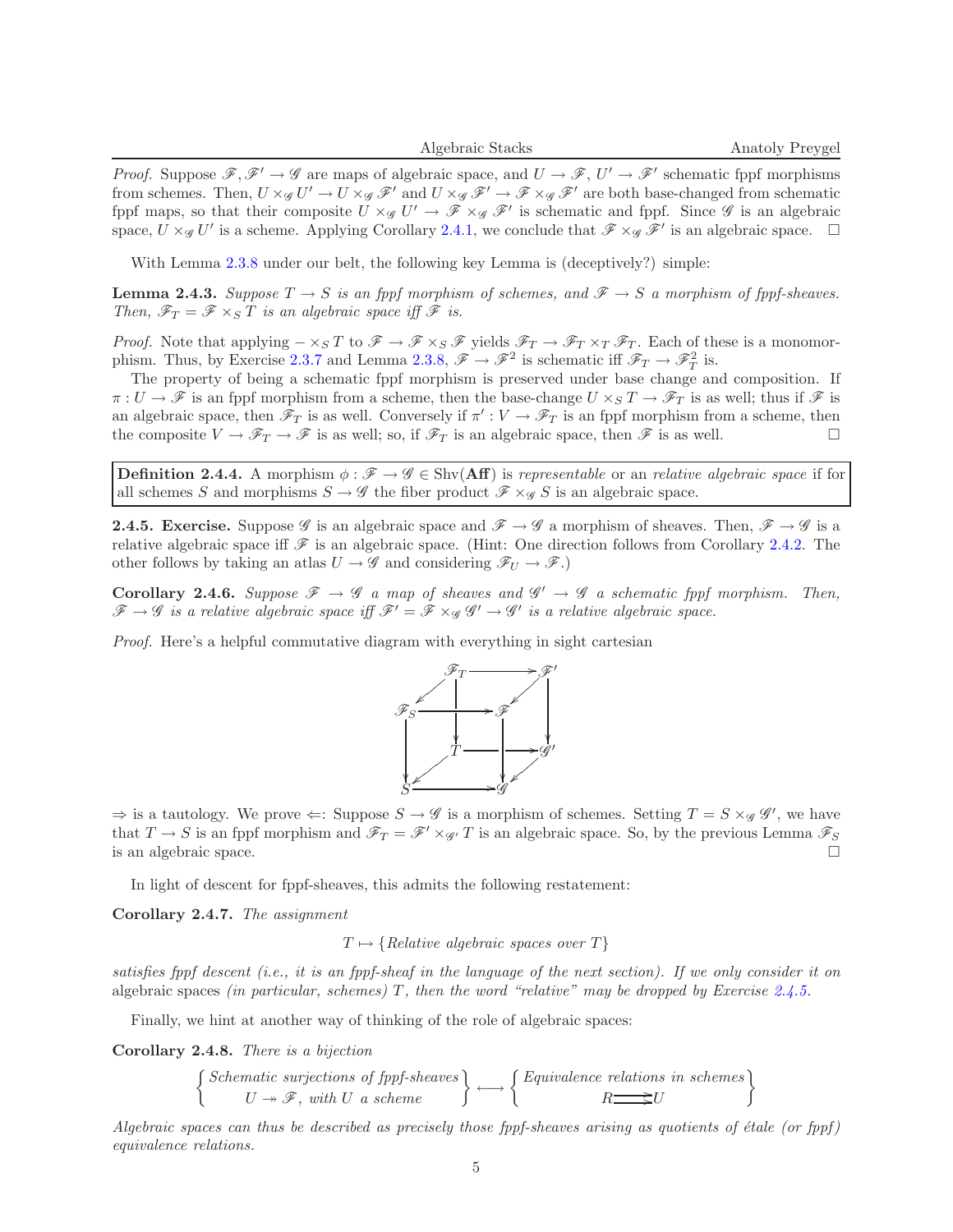*Proof.* Suppose $\mathscr{F}, \mathscr{F}' \to \mathscr{G}$ are maps of algebraic space, and $U \to \mathscr{F}$, $U' \to \mathscr{F}'$ schematic fppf morphisms from schemes. Then, $U \times_{\mathscr{G}} U' \to U \times_{\mathscr{G}} \mathscr{F}'$ and $U \times_{\mathscr{G}} \mathscr{F}' \to \mathscr{F} \times_{\mathscr{G}} \mathscr{F}'$ are both base-changed from schematic fppf maps, so that their composite $U \times_{\mathscr{G}} U' \to \mathscr{F} \times_{\mathscr{G}} \mathscr{F}'$ is schematic and fppf. Since $\mathscr{G}$ is an algebraic space, $U \times_{\mathscr{G}} U'$ is a scheme. Applying Corollary 2.4.1, we conclude that $\mathscr{F} \times_{\mathscr{G}} \mathscr{F}'$ is an algebraic space. $\square$

With Lemma 2.3.8 under our belt, the following key Lemma is (deceptively?) simple:

**Lemma 2.4.3.** *Suppose $T \to S$ is an fppf morphism of schemes, and $\mathscr{F} \to S$ a morphism of fppf-sheaves. Then, $\mathscr{F}_T = \mathscr{F} \times_S T$ is an algebraic space iff $\mathscr{F}$ is.*

*Proof.* Note that applying $- \times_S T$ to $\mathscr{F} \to \mathscr{F} \times_S \mathscr{F}$ yields $\mathscr{F}_T \to \mathscr{F}_T \times_T \mathscr{F}_T$. Each of these is a monomorphism. Thus, by Exercise 2.3.7 and Lemma 2.3.8, $\mathscr{F} \to \mathscr{F}^2$ is schematic iff $\mathscr{F}_T \to \mathscr{F}_T^2$ is.

The property of being a schematic fppf morphism is preserved under base change and composition. If $\pi : U \to \mathscr{F}$ is an fppf morphism from a scheme, then the base-change $U \times_S T \to \mathscr{F}_T$ is as well; thus if $\mathscr{F}$ is an algebraic space, then $\mathscr{F}_T$ is as well. Conversely if $\pi' : V \to \mathscr{F}_T$ is an fppf morphism from a scheme, then the composite $V \to \mathscr{F}_T \to \mathscr{F}$ is as well; so, if $\mathscr{F}_T$ is an algebraic space, then $\mathscr{F}$ is as well. $\square$

**Definition 2.4.4.** A morphism $\phi : \mathscr{F} \to \mathscr{G} \in \mathrm{Shv}(\mathbf{Aff})$ is *representable* or an *relative algebraic space* if for all schemes $S$ and morphisms $S \to \mathscr{G}$ the fiber product $\mathscr{F} \times_{\mathscr{G}} S$ is an algebraic space.

**2.4.5. Exercise.** Suppose $\mathscr{G}$ is an algebraic space and $\mathscr{F} \to \mathscr{G}$ a morphism of sheaves. Then, $\mathscr{F} \to \mathscr{G}$ is a relative algebraic space iff $\mathscr{F}$ is an algebraic space. (Hint: One direction follows from Corollary 2.4.2. The other follows by taking an atlas $U \to \mathscr{G}$ and considering $\mathscr{F}_U \to \mathscr{F}$.)

**Corollary 2.4.6.** *Suppose $\mathscr{F} \to \mathscr{G}$ a map of sheaves and $\mathscr{G}' \to \mathscr{G}$ a schematic fppf morphism. Then, $\mathscr{F} \to \mathscr{G}$ is a relative algebraic space iff $\mathscr{F}' = \mathscr{F} \times_{\mathscr{G}} \mathscr{G}' \to \mathscr{G}'$ is a relative algebraic space.*

*Proof.* Here's a helpful commutative diagram with everything in sight cartesian

$$\begin{array}{ccccc} & \mathscr{F}_T & \longrightarrow & \mathscr{F}' & \\ \mathscr{F}_S & \longrightarrow & \mathscr{F} & & \\ & T & \longrightarrow & \mathscr{G}' & \\ S & \longrightarrow & \mathscr{G} & & \end{array}$$

$\Rightarrow$ is a tautology. We prove $\Leftarrow$: Suppose $S \to \mathscr{G}$ is a morphism of schemes. Setting $T = S \times_{\mathscr{G}} \mathscr{G}'$, we have that $T \to S$ is an fppf morphism and $\mathscr{F}_T = \mathscr{F}' \times_{\mathscr{G}'} T$ is an algebraic space. So, by the previous Lemma $\mathscr{F}_S$ is an algebraic space. $\square$

In light of descent for fppf-sheaves, this admits the following restatement:

**Corollary 2.4.7.** *The assignment*

$$T \mapsto \{\text{Relative algebraic spaces over } T\}$$

*satisfies fppf descent (i.e., it is an fppf-sheaf in the language of the next section). If we only consider it on* algebraic spaces *(in particular, schemes) $T$, then the word "relative" may be dropped by Exercise 2.4.5.*

Finally, we hint at another way of thinking of the role of algebraic spaces:

**Corollary 2.4.8.** *There is a bijection*

$$\left\{ \begin{array}{c} \text{Schematic surjections of fppf-sheaves} \\ U \twoheadrightarrow \mathscr{F}, \text{ with } U \text{ a scheme} \end{array} \right\} \longleftrightarrow \left\{ \begin{array}{c} \text{Equivalence relations in schemes} \\ R \rightrightarrows U \end{array} \right\}$$

*Algebraic spaces can thus be described as precisely those fppf-sheaves arising as quotients of étale (or fppf) equivalence relations.*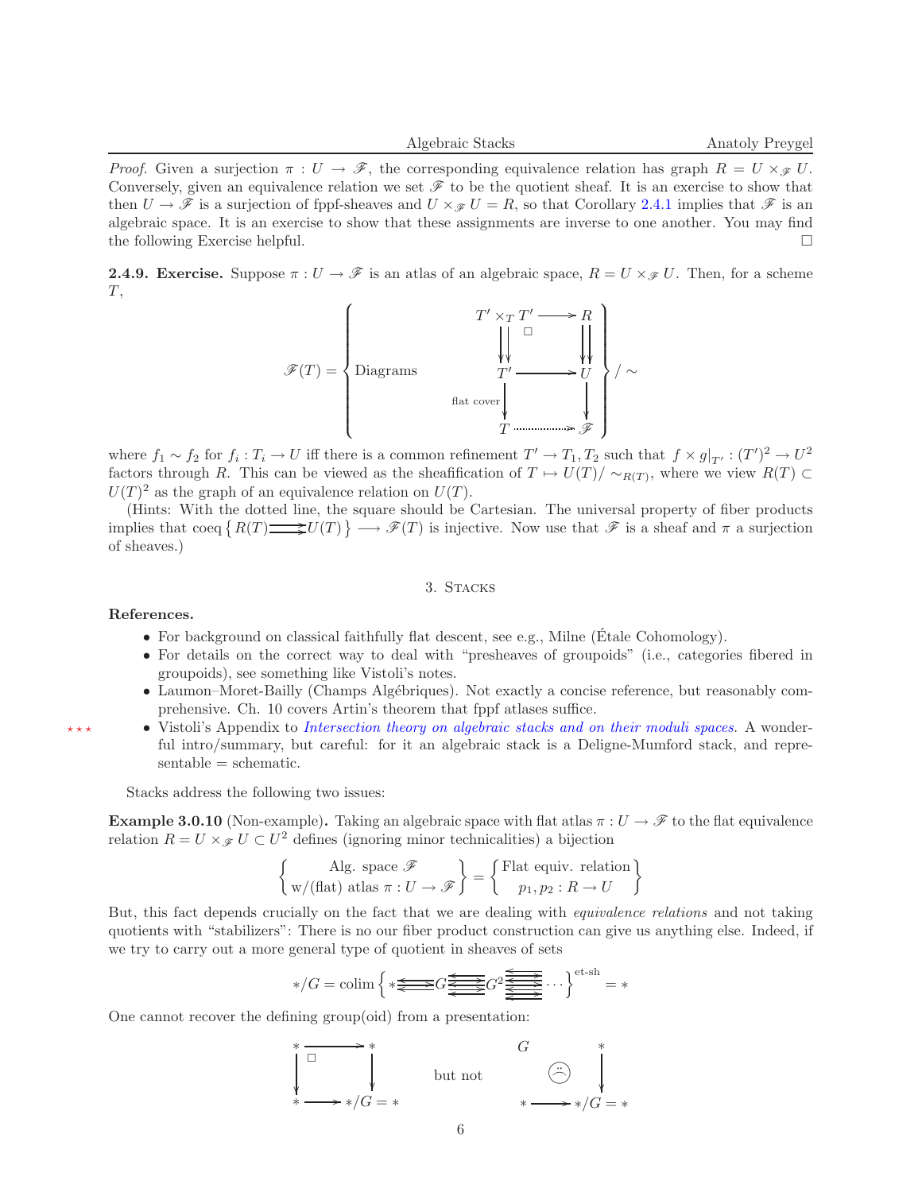*Proof.* Given a surjection $\pi : U \to \mathscr{F}$, the corresponding equivalence relation has graph $R = U \times_{\mathscr{F}} U$. Conversely, given an equivalence relation we set $\mathscr{F}$ to be the quotient sheaf. It is an exercise to show that then $U \to \mathscr{F}$ is a surjection of fppf-sheaves and $U \times_{\mathscr{F}} U = R$, so that Corollary 2.4.1 implies that $\mathscr{F}$ is an algebraic space. It is an exercise to show that these assignments are inverse to one another. You may find the following Exercise helpful. □

**2.4.9. Exercise.** Suppose $\pi : U \to \mathscr{F}$ is an atlas of an algebraic space, $R = U \times_{\mathscr{F}} U$. Then, for a scheme $T$,

$$\mathscr{F}(T) = \left\{ \text{Diagrams} \quad \begin{array}{ccc} T' \times_T T' & \longrightarrow & R \\ \downdownarrows & \square & \downdownarrows \\ T' & \longrightarrow & U \\ {\scriptstyle \text{flat cover}} \downarrow & & \downarrow \\ T & \dashrightarrow & \mathscr{F} \end{array} \right\} / \sim$$

where $f_1 \sim f_2$ for $f_i : T_i \to U$ iff there is a common refinement $T' \to T_1, T_2$ such that $f \times g|_{T'} : (T')^2 \to U^2$ factors through $R$. This can be viewed as the sheafification of $T \mapsto U(T)/\sim_{R(T)}$, where we view $R(T) \subset U(T)^2$ as the graph of an equivalence relation on $U(T)$.

(Hints: With the dotted line, the square should be Cartesian. The universal property of fiber products implies that $\operatorname{coeq}\{ R(T) \rightrightarrows U(T) \} \longrightarrow \mathscr{F}(T)$ is injective. Now use that $\mathscr{F}$ is a sheaf and $\pi$ a surjection of sheaves.)

## 3. Stacks

**References.**

- For background on classical faithfully flat descent, see e.g., Milne (Étale Cohomology).
- For details on the correct way to deal with "presheaves of groupoids" (i.e., categories fibered in groupoids), see something like Vistoli's notes.
- Laumon–Moret-Bailly (Champs Algébriques). Not exactly a concise reference, but reasonably comprehensive. Ch. 10 covers Artin's theorem that fppf atlases suffice.
- ⋆⋆⋆ Vistoli's Appendix to *Intersection theory on algebraic stacks and on their moduli spaces*. A wonderful intro/summary, but careful: for it an algebraic stack is a Deligne-Mumford stack, and representable = schematic.

Stacks address the following two issues:

**Example 3.0.10** (Non-example)**.** Taking an algebraic space with flat atlas $\pi : U \to \mathscr{F}$ to the flat equivalence relation $R = U \times_{\mathscr{F}} U \subset U^2$ defines (ignoring minor technicalities) a bijection

$$\left\{ \begin{array}{c} \text{Alg. space } \mathscr{F} \\ \text{w/(flat) atlas } \pi : U \to \mathscr{F} \end{array} \right\} = \left\{ \begin{array}{c} \text{Flat equiv. relation} \\ p_1, p_2 : R \to U \end{array} \right\}$$

But, this fact depends crucially on the fact that we are dealing with *equivalence relations* and not taking quotients with "stabilizers": There is no our fiber product construction can give us anything else. Indeed, if we try to carry out a more general type of quotient in sheaves of sets

$$*/G = \operatorname{colim}\left\{ * \leftleftarrows G \leftleftarrows G^2 \leftleftarrows \cdots \right\}^{\text{et-sh}} = *$$

One cannot recover the defining group(oid) from a presentation:

$$\begin{array}{ccc} * & \longrightarrow & * \\ \downarrow & \square & \downarrow \\ * & \longrightarrow & */G = * \end{array} \qquad \text{but not} \qquad \begin{array}{ccc} G & & * \\ & ☹ & \downarrow \\ * & \longrightarrow & */G = * \end{array}$$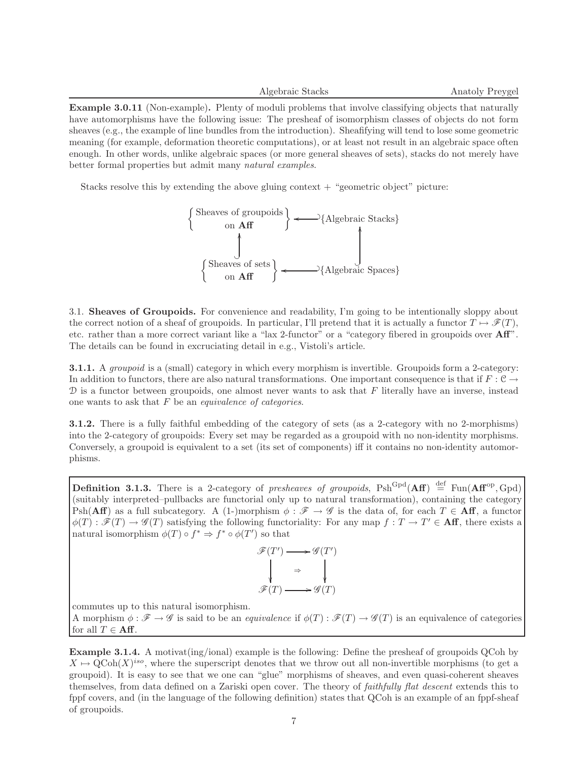**Example 3.0.11** (Non-example)**.** Plenty of moduli problems that involve classifying objects that naturally have automorphisms have the following issue: The presheaf of isomorphism classes of objects do not form sheaves (e.g., the example of line bundles from the introduction). Sheafifying will tend to lose some geometric meaning (for example, deformation theoretic computations), or at least not result in an algebraic space often enough. In other words, unlike algebraic spaces (or more general sheaves of sets), stacks do not merely have better formal properties but admit many *natural examples*.

Stacks resolve this by extending the above gluing context + "geometric object" picture:

$$\begin{array}{ccc} \left\{ \begin{array}{c} \text{Sheaves of groupoids} \\ \text{on } \mathbf{Aff} \end{array} \right\} & \hookleftarrow & \{\text{Algebraic Stacks}\} \\ \uparrow & & \uparrow \\ \left\{ \begin{array}{c} \text{Sheaves of sets} \\ \text{on } \mathbf{Aff} \end{array} \right\} & \hookleftarrow & \{\text{Algebraic Spaces}\} \end{array}$$

### 3.1. Sheaves of Groupoids.

For convenience and readability, I'm going to be intentionally sloppy about the correct notion of a sheaf of groupoids. In particular, I'll pretend that it is actually a functor $T \mapsto \mathscr{F}(T)$, etc. rather than a more correct variant like a "lax 2-functor" or a "category fibered in groupoids over **Aff**". The details can be found in excruciating detail in e.g., Vistoli's article.

**3.1.1.** A *groupoid* is a (small) category in which every morphism is invertible. Groupoids form a 2-category: In addition to functors, there are also natural transformations. One important consequence is that if $F : \mathcal{C} \to \mathcal{D}$ is a functor between groupoids, one almost never wants to ask that $F$ literally have an inverse, instead one wants to ask that $F$ be an *equivalence of categories*.

**3.1.2.** There is a fully faithful embedding of the category of sets (as a 2-category with no 2-morphisms) into the 2-category of groupoids: Every set may be regarded as a groupoid with no non-identity morphisms. Conversely, a groupoid is equivalent to a set (its set of components) iff it contains no non-identity automorphisms.

**Definition 3.1.3.** There is a 2-category of *presheaves of groupoids*, $\mathrm{Psh}^{\mathrm{Gpd}}(\mathbf{Aff}) \stackrel{\mathrm{def}}{=} \mathrm{Fun}(\mathbf{Aff}^{\mathrm{op}}, \mathrm{Gpd})$ (suitably interpreted–pullbacks are functorial only up to natural transformation), containing the category $\mathrm{Psh}(\mathbf{Aff})$ as a full subcategory. A (1-)morphism $\phi : \mathscr{F} \to \mathscr{G}$ is the data of, for each $T \in \mathbf{Aff}$, a functor $\phi(T) : \mathscr{F}(T) \to \mathscr{G}(T)$ satisfying the following functoriality: For any map $f : T \to T' \in \mathbf{Aff}$, there exists a natural isomorphism $\phi(T) \circ f^* \Rightarrow f^* \circ \phi(T')$ so that

$$\begin{array}{ccc} \mathscr{F}(T') & \longrightarrow & \mathscr{G}(T') \\ \downarrow & \Rightarrow & \downarrow \\ \mathscr{F}(T) & \longrightarrow & \mathscr{G}(T) \end{array}$$

commutes up to this natural isomorphism.
A morphism $\phi : \mathscr{F} \to \mathscr{G}$ is said to be an *equivalence* if $\phi(T) : \mathscr{F}(T) \to \mathscr{G}(T)$ is an equivalence of categories for all $T \in \mathbf{Aff}$.

**Example 3.1.4.** A motivat(ing/ional) example is the following: Define the presheaf of groupoids QCoh by $X \mapsto \mathrm{QCoh}(X)^{iso}$, where the superscript denotes that we throw out all non-invertible morphisms (to get a groupoid). It is easy to see that we one can "glue" morphisms of sheaves, and even quasi-coherent sheaves themselves, from data defined on a Zariski open cover. The theory of *faithfully flat descent* extends this to fppf covers, and (in the language of the following definition) states that QCoh is an example of an fppf-sheaf of groupoids.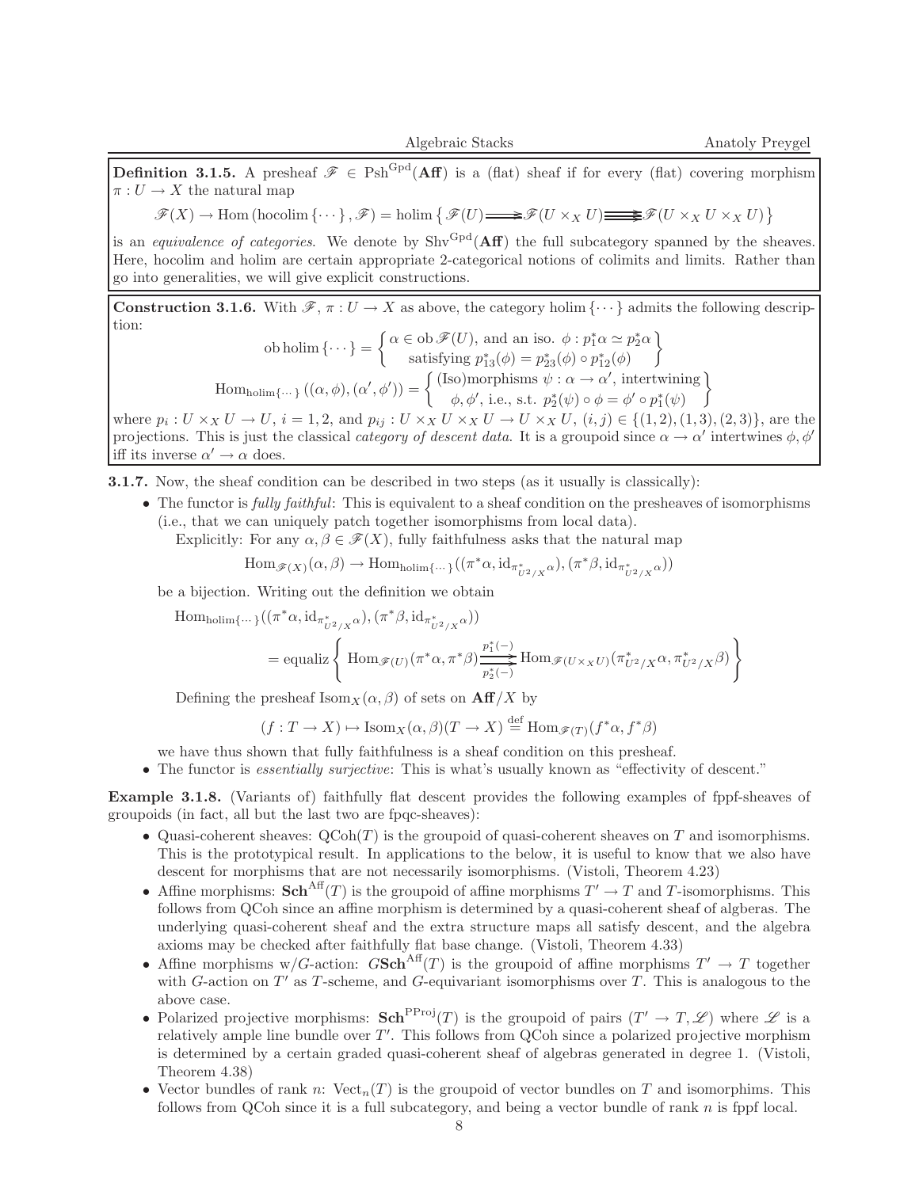**Definition 3.1.5.** A presheaf $\mathscr{F} \in \mathrm{Psh}^{\mathrm{Gpd}}(\mathbf{Aff})$ is a (flat) sheaf if for every (flat) covering morphism $\pi : U \to X$ the natural map

$$\mathscr{F}(X) \to \mathrm{Hom}\left(\mathrm{hocolim}\left\{\cdots\right\}, \mathscr{F}\right) = \mathrm{holim}\left\{\mathscr{F}(U) \rightrightarrows \mathscr{F}(U \times_X U) \substack{\rightarrow\\[-1em] \rightarrow \\[-1em] \rightarrow} \mathscr{F}(U \times_X U \times_X U)\right\}$$

is an *equivalence of categories*. We denote by $\mathrm{Shv}^{\mathrm{Gpd}}(\mathbf{Aff})$ the full subcategory spanned by the sheaves. Here, hocolim and holim are certain appropriate 2-categorical notions of colimits and limits. Rather than go into generalities, we will give explicit constructions.

**Construction 3.1.6.** With $\mathscr{F}$, $\pi : U \to X$ as above, the category $\mathrm{holim}\{\cdots\}$ admits the following description:

$$\mathrm{ob}\,\mathrm{holim}\{\cdots\} = \left\{ \begin{array}{c} \alpha \in \mathrm{ob}\,\mathscr{F}(U), \text{ and an iso. } \phi : p_1^*\alpha \simeq p_2^*\alpha \\ \text{satisfying } p_{13}^*(\phi) = p_{23}^*(\phi) \circ p_{12}^*(\phi) \end{array} \right\}$$

$$\mathrm{Hom}_{\mathrm{holim}\{\cdots\}}((\alpha,\phi),(\alpha',\phi')) = \left\{ \begin{array}{c} \text{(Iso)morphisms } \psi : \alpha \to \alpha', \text{ intertwining} \\ \phi, \phi', \text{ i.e., s.t. } p_2^*(\psi) \circ \phi = \phi' \circ p_1^*(\psi) \end{array} \right\}$$

where $p_i : U \times_X U \to U$, $i = 1, 2$, and $p_{ij} : U \times_X U \times_X U \to U \times_X U$, $(i,j) \in \{(1,2),(1,3),(2,3)\}$, are the projections. This is just the classical *category of descent data*. It is a groupoid since $\alpha \to \alpha'$ intertwines $\phi, \phi'$ iff its inverse $\alpha' \to \alpha$ does.

**3.1.7.** Now, the sheaf condition can be described in two steps (as it usually is classically):

- The functor is *fully faithful*: This is equivalent to a sheaf condition on the presheaves of isomorphisms (i.e., that we can uniquely patch together isomorphisms from local data).

  Explicitly: For any $\alpha, \beta \in \mathscr{F}(X)$, fully faithfulness asks that the natural map

  $$\mathrm{Hom}_{\mathscr{F}(X)}(\alpha,\beta) \to \mathrm{Hom}_{\mathrm{holim}\{\cdots\}}((\pi^*\alpha, \mathrm{id}_{\pi^*_{U^2/X}\alpha}), (\pi^*\beta, \mathrm{id}_{\pi^*_{U^2/X}\alpha}))$$

  be a bijection. Writing out the definition we obtain

  $$\mathrm{Hom}_{\mathrm{holim}\{\cdots\}}((\pi^*\alpha, \mathrm{id}_{\pi^*_{U^2/X}\alpha}), (\pi^*\beta, \mathrm{id}_{\pi^*_{U^2/X}\alpha}))$$
  $$= \mathrm{equaliz}\left\{ \mathrm{Hom}_{\mathscr{F}(U)}(\pi^*\alpha, \pi^*\beta) \underset{p_2^*(-)}{\overset{p_1^*(-)}{\rightrightarrows}} \mathrm{Hom}_{\mathscr{F}(U\times_X U)}(\pi^*_{U^2/X}\alpha, \pi^*_{U^2/X}\beta) \right\}$$

  Defining the presheaf $\mathrm{Isom}_X(\alpha,\beta)$ of sets on $\mathbf{Aff}/X$ by

  $$(f : T \to X) \mapsto \mathrm{Isom}_X(\alpha,\beta)(T \to X) \overset{\mathrm{def}}{=} \mathrm{Hom}_{\mathscr{F}(T)}(f^*\alpha, f^*\beta)$$

  we have thus shown that fully faithfulness is a sheaf condition on this presheaf.
- The functor is *essentially surjective*: This is what's usually known as "effectivity of descent."

**Example 3.1.8.** (Variants of) faithfully flat descent provides the following examples of fppf-sheaves of groupoids (in fact, all but the last two are fpqc-sheaves):

- Quasi-coherent sheaves: $\mathrm{QCoh}(T)$ is the groupoid of quasi-coherent sheaves on $T$ and isomorphisms. This is the prototypical result. In applications to the below, it is useful to know that we also have descent for morphisms that are not necessarily isomorphisms. (Vistoli, Theorem 4.23)
- Affine morphisms: $\mathbf{Sch}^{\mathrm{Aff}}(T)$ is the groupoid of affine morphisms $T' \to T$ and $T$-isomorphisms. This follows from QCoh since an affine morphism is determined by a quasi-coherent sheaf of algberas. The underlying quasi-coherent sheaf and the extra structure maps all satisfy descent, and the algebra axioms may be checked after faithfully flat base change. (Vistoli, Theorem 4.33)
- Affine morphisms w/$G$-action: $G\mathbf{Sch}^{\mathrm{Aff}}(T)$ is the groupoid of affine morphisms $T' \to T$ together with $G$-action on $T'$ as $T$-scheme, and $G$-equivariant isomorphisms over $T$. This is analogous to the above case.
- Polarized projective morphisms: $\mathbf{Sch}^{\mathrm{PProj}}(T)$ is the groupoid of pairs $(T' \to T, \mathscr{L})$ where $\mathscr{L}$ is a relatively ample line bundle over $T'$. This follows from QCoh since a polarized projective morphism is determined by a certain graded quasi-coherent sheaf of algebras generated in degree 1. (Vistoli, Theorem 4.38)
- Vector bundles of rank $n$: $\mathrm{Vect}_n(T)$ is the groupoid of vector bundles on $T$ and isomorphims. This follows from QCoh since it is a full subcategory, and being a vector bundle of rank $n$ is fppf local.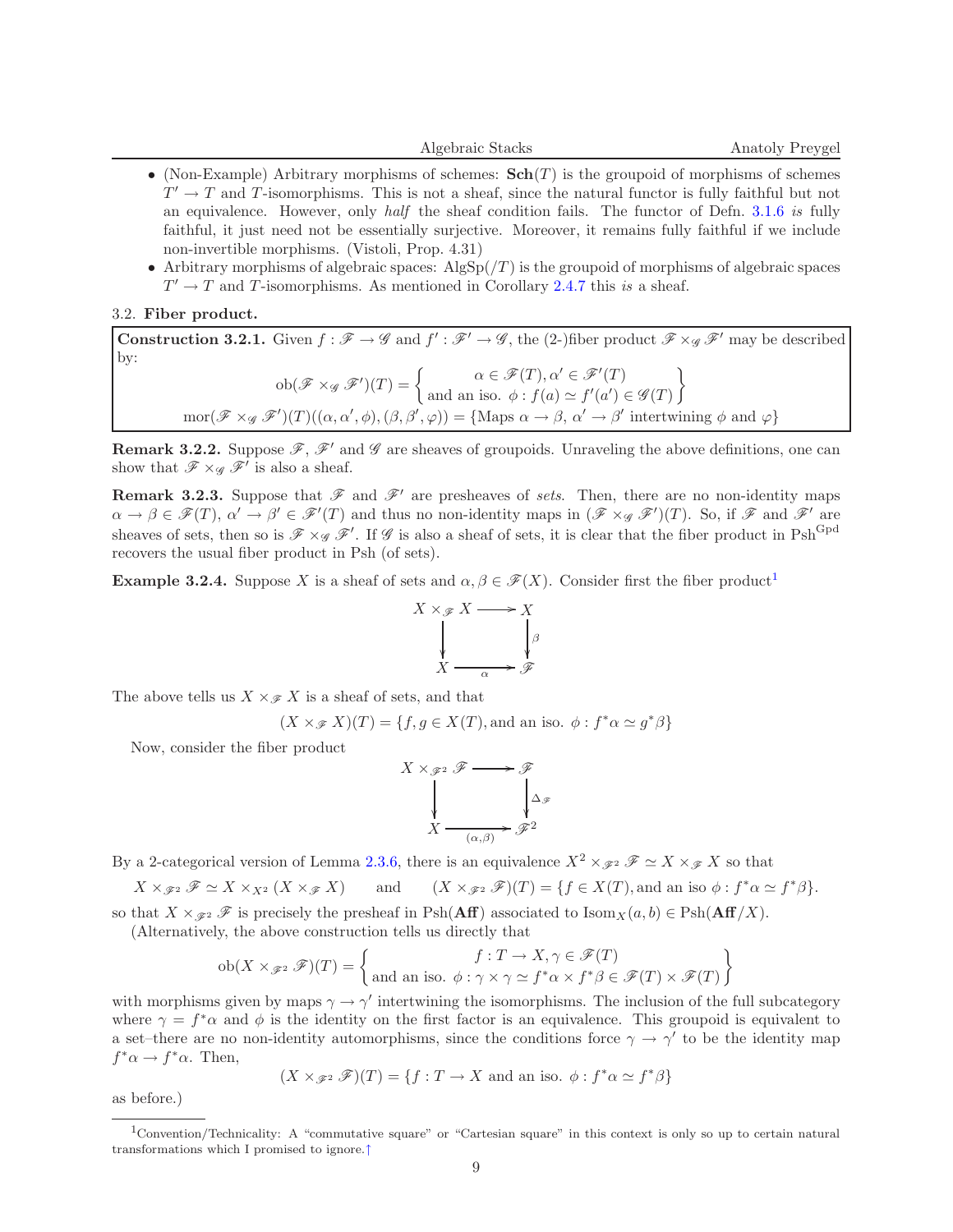- (Non-Example) Arbitrary morphisms of schemes: $\mathbf{Sch}(T)$ is the groupoid of morphisms of schemes $T' \to T$ and $T$-isomorphisms. This is not a sheaf, since the natural functor is fully faithful but not an equivalence. However, only *half* the sheaf condition fails. The functor of Defn. 3.1.6 *is* fully faithful, it just need not be essentially surjective. Moreover, it remains fully faithful if we include non-invertible morphisms. (Vistoli, Prop. 4.31)
- Arbitrary morphisms of algebraic spaces: $\mathrm{AlgSp}(/T)$ is the groupoid of morphisms of algebraic spaces $T' \to T$ and $T$-isomorphisms. As mentioned in Corollary 2.4.7 this *is* a sheaf.

## 3.2. Fiber product.

**Construction 3.2.1.** Given $f : \mathscr{F} \to \mathscr{G}$ and $f' : \mathscr{F}' \to \mathscr{G}$, the (2-)fiber product $\mathscr{F} \times_{\mathscr{G}} \mathscr{F}'$ may be described by:

$$\mathrm{ob}(\mathscr{F} \times_{\mathscr{G}} \mathscr{F}')(T) = \left\{ \begin{array}{c} \alpha \in \mathscr{F}(T), \alpha' \in \mathscr{F}'(T) \\ \text{and an iso. } \phi : f(a) \simeq f'(a') \in \mathscr{G}(T) \end{array} \right\}$$

$$\mathrm{mor}(\mathscr{F} \times_{\mathscr{G}} \mathscr{F}')(T)((\alpha, \alpha', \phi), (\beta, \beta', \varphi)) = \{\text{Maps } \alpha \to \beta,\ \alpha' \to \beta' \text{ intertwining } \phi \text{ and } \varphi\}$$

**Remark 3.2.2.** Suppose $\mathscr{F}$, $\mathscr{F}'$ and $\mathscr{G}$ are sheaves of groupoids. Unraveling the above definitions, one can show that $\mathscr{F} \times_{\mathscr{G}} \mathscr{F}'$ is also a sheaf.

**Remark 3.2.3.** Suppose that $\mathscr{F}$ and $\mathscr{F}'$ are presheaves of *sets*. Then, there are no non-identity maps $\alpha \to \beta \in \mathscr{F}(T)$, $\alpha' \to \beta' \in \mathscr{F}'(T)$ and thus no non-identity maps in $(\mathscr{F} \times_{\mathscr{G}} \mathscr{F}')(T)$. So, if $\mathscr{F}$ and $\mathscr{F}'$ are sheaves of sets, then so is $\mathscr{F} \times_{\mathscr{G}} \mathscr{F}'$. If $\mathscr{G}$ is also a sheaf of sets, it is clear that the fiber product in $\mathrm{Psh}^{\mathrm{Gpd}}$ recovers the usual fiber product in Psh (of sets).

**Example 3.2.4.** Suppose $X$ is a sheaf of sets and $\alpha, \beta \in \mathscr{F}(X)$. Consider first the fiber product[1]

$$\begin{array}{ccc} X \times_{\mathscr{F}} X & \longrightarrow & X \\ \downarrow & & \downarrow \beta \\ X & \xrightarrow{\alpha} & \mathscr{F} \end{array}$$

The above tells us $X \times_{\mathscr{F}} X$ is a sheaf of sets, and that

$$(X \times_{\mathscr{F}} X)(T) = \{f, g \in X(T), \text{and an iso. } \phi : f^*\alpha \simeq g^*\beta\}$$

Now, consider the fiber product

$$\begin{array}{ccc} X \times_{\mathscr{F}^2} \mathscr{F} & \longrightarrow & \mathscr{F} \\ \downarrow & & \downarrow \Delta_{\mathscr{F}} \\ X & \xrightarrow{(\alpha,\beta)} & \mathscr{F}^2 \end{array}$$

By a 2-categorical version of Lemma 2.3.6, there is an equivalence $X^2 \times_{\mathscr{F}^2} \mathscr{F} \simeq X \times_{\mathscr{F}} X$ so that

$$X \times_{\mathscr{F}^2} \mathscr{F} \simeq X \times_{X^2} (X \times_{\mathscr{F}} X) \qquad \text{and} \qquad (X \times_{\mathscr{F}^2} \mathscr{F})(T) = \{f \in X(T), \text{and an iso } \phi : f^*\alpha \simeq f^*\beta\}.$$

so that $X \times_{\mathscr{F}^2} \mathscr{F}$ is precisely the presheaf in $\mathrm{Psh}(\mathbf{Aff})$ associated to $\mathrm{Isom}_X(a, b) \in \mathrm{Psh}(\mathbf{Aff}/X)$.

(Alternatively, the above construction tells us directly that

$$\mathrm{ob}(X \times_{\mathscr{F}^2} \mathscr{F})(T) = \left\{ \begin{array}{c} f : T \to X, \gamma \in \mathscr{F}(T) \\ \text{and an iso. } \phi : \gamma \times \gamma \simeq f^*\alpha \times f^*\beta \in \mathscr{F}(T) \times \mathscr{F}(T) \end{array} \right\}$$

with morphisms given by maps $\gamma \to \gamma'$ intertwining the isomorphisms. The inclusion of the full subcategory where $\gamma = f^*\alpha$ and $\phi$ is the identity on the first factor is an equivalence. This groupoid is equivalent to a set–there are no non-identity automorphisms, since the conditions force $\gamma \to \gamma'$ to be the identity map $f^*\alpha \to f^*\alpha$. Then,

$$(X \times_{\mathscr{F}^2} \mathscr{F})(T) = \{f : T \to X \text{ and an iso. } \phi : f^*\alpha \simeq f^*\beta\}$$

as before.)

[1] Convention/Technicality: A "commutative square" or "Cartesian square" in this context is only so up to certain natural transformations which I promised to ignore.↑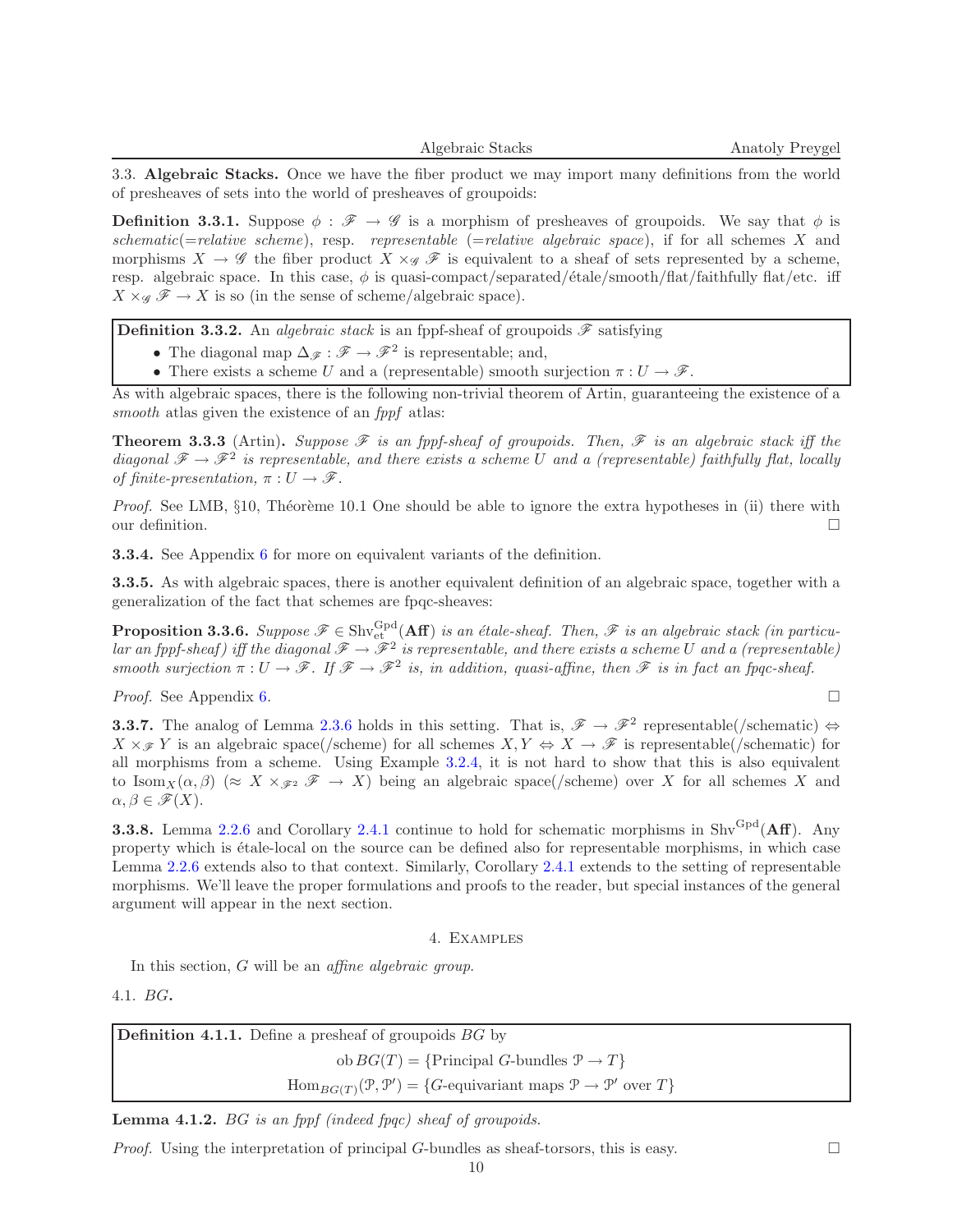3.3. **Algebraic Stacks.** Once we have the fiber product we may import many definitions from the world of presheaves of sets into the world of presheaves of groupoids:

**Definition 3.3.1.** Suppose $\phi : \mathscr{F} \to \mathscr{G}$ is a morphism of presheaves of groupoids. We say that $\phi$ is *schematic*(=*relative scheme*), resp. *representable* (=*relative algebraic space*), if for all schemes $X$ and morphisms $X \to \mathscr{G}$ the fiber product $X \times_{\mathscr{G}} \mathscr{F}$ is equivalent to a sheaf of sets represented by a scheme, resp. algebraic space. In this case, $\phi$ is quasi-compact/separated/étale/smooth/flat/faithfully flat/etc. iff $X \times_{\mathscr{G}} \mathscr{F} \to X$ is so (in the sense of scheme/algebraic space).

**Definition 3.3.2.** An *algebraic stack* is an fppf-sheaf of groupoids $\mathscr{F}$ satisfying

- The diagonal map $\Delta_{\mathscr{F}} : \mathscr{F} \to \mathscr{F}^2$ is representable; and,
- There exists a scheme $U$ and a (representable) smooth surjection $\pi : U \to \mathscr{F}$.

As with algebraic spaces, there is the following non-trivial theorem of Artin, guaranteeing the existence of a *smooth* atlas given the existence of an *fppf* atlas:

**Theorem 3.3.3** (Artin). *Suppose $\mathscr{F}$ is an fppf-sheaf of groupoids. Then, $\mathscr{F}$ is an algebraic stack iff the diagonal $\mathscr{F} \to \mathscr{F}^2$ is representable, and there exists a scheme $U$ and a (representable) faithfully flat, locally of finite-presentation, $\pi : U \to \mathscr{F}$.*

*Proof.* See LMB, §10, Théorème 10.1 One should be able to ignore the extra hypotheses in (ii) there with our definition. □

**3.3.4.** See Appendix 6 for more on equivalent variants of the definition.

**3.3.5.** As with algebraic spaces, there is another equivalent definition of an algebraic space, together with a generalization of the fact that schemes are fpqc-sheaves:

**Proposition 3.3.6.** *Suppose $\mathscr{F} \in \mathrm{Shv}^{\mathrm{Gpd}}_{\mathrm{et}}(\mathbf{Aff})$ is an étale-sheaf. Then, $\mathscr{F}$ is an algebraic stack (in particular an fppf-sheaf) iff the diagonal $\mathscr{F} \to \mathscr{F}^2$ is representable, and there exists a scheme $U$ and a (representable) smooth surjection $\pi : U \to \mathscr{F}$. If $\mathscr{F} \to \mathscr{F}^2$ is, in addition, quasi-affine, then $\mathscr{F}$ is in fact an fpqc-sheaf.*

*Proof.* See Appendix 6. □

**3.3.7.** The analog of Lemma 2.3.6 holds in this setting. That is, $\mathscr{F} \to \mathscr{F}^2$ representable(/schematic) $\Leftrightarrow$ $X \times_{\mathscr{F}} Y$ is an algebraic space(/scheme) for all schemes $X, Y \Leftrightarrow X \to \mathscr{F}$ is representable(/schematic) for all morphisms from a scheme. Using Example 3.2.4, it is not hard to show that this is also equivalent to $\mathrm{Isom}_X(\alpha, \beta)$ ($\approx X \times_{\mathscr{F}^2} \mathscr{F} \to X$) being an algebraic space(/scheme) over $X$ for all schemes $X$ and $\alpha, \beta \in \mathscr{F}(X)$.

**3.3.8.** Lemma 2.2.6 and Corollary 2.4.1 continue to hold for schematic morphisms in $\mathrm{Shv}^{\mathrm{Gpd}}(\mathbf{Aff})$. Any property which is étale-local on the source can be defined also for representable morphisms, in which case Lemma 2.2.6 extends also to that context. Similarly, Corollary 2.4.1 extends to the setting of representable morphisms. We'll leave the proper formulations and proofs to the reader, but special instances of the general argument will appear in the next section.

## 4. Examples

In this section, $G$ will be an *affine algebraic group*.

4.1. $BG$.

**Definition 4.1.1.** Define a presheaf of groupoids $BG$ by

$$\mathrm{ob}\, BG(T) = \{\text{Principal } G\text{-bundles } \mathcal{P} \to T\}$$

$$\mathrm{Hom}_{BG(T)}(\mathcal{P}, \mathcal{P}') = \{G\text{-equivariant maps } \mathcal{P} \to \mathcal{P}' \text{ over } T\}$$

**Lemma 4.1.2.** *$BG$ is an fppf (indeed fpqc) sheaf of groupoids.*

*Proof.* Using the interpretation of principal $G$-bundles as sheaf-torsors, this is easy. □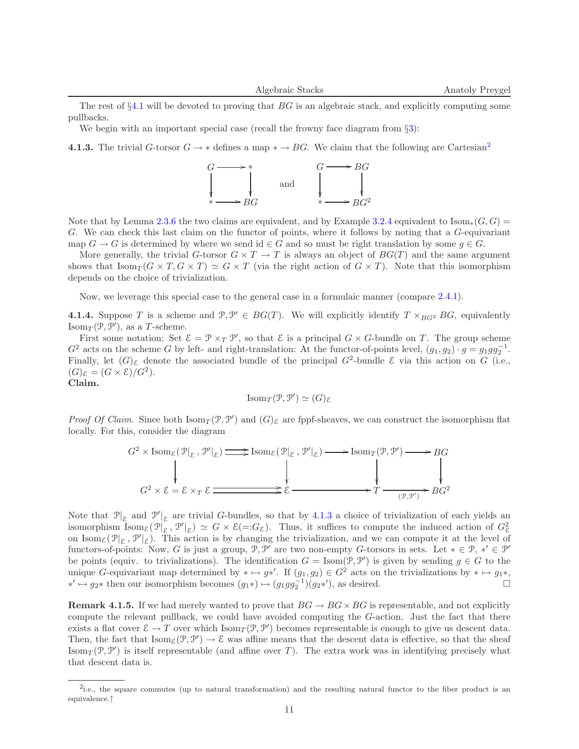The rest of §4.1 will be devoted to proving that $BG$ is an algebraic stack, and explicitly computing some pullbacks.

We begin with an important special case (recall the frowny face diagram from §3):

**4.1.3.** The trivial $G$-torsor $G \to *$ defines a map $* \to BG$. We claim that the following are Cartesian[2]

$$\begin{array}{ccc} G & \longrightarrow & * \\ \downarrow & & \downarrow \\ * & \longrightarrow & BG \end{array} \qquad \text{and} \qquad \begin{array}{ccc} G & \longrightarrow & BG \\ \downarrow & & \downarrow \\ * & \longrightarrow & BG^2 \end{array}$$

Note that by Lemma 2.3.6 the two claims are equivalent, and by Example 3.2.4 equivalent to $\mathrm{Isom}_*(G, G) = G$. We can check this last claim on the functor of points, where it follows by noting that a $G$-equivariant map $G \to G$ is determined by where we send $\mathrm{id} \in G$ and so must be right translation by some $g \in G$.

More generally, the trivial $G$-torsor $G \times T \to T$ is always an object of $BG(T)$ and the same argument shows that $\mathrm{Isom}_T(G \times T, G \times T) \simeq G \times T$ (via the right action of $G \times T$). Note that this isomorphism depends on the choice of trivialization.

Now, we leverage this special case to the general case in a formulaic manner (compare 2.4.1).

**4.1.4.** Suppose $T$ is a scheme and $\mathcal{P}, \mathcal{P}' \in BG(T)$. We will explicitly identify $T \times_{BG^2} BG$, equivalently $\mathrm{Isom}_T(\mathcal{P}, \mathcal{P}')$, as a $T$-scheme.

First some notation: Set $\mathcal{E} = \mathcal{P} \times_T \mathcal{P}'$, so that $\mathcal{E}$ is a principal $G \times G$-bundle on $T$. The group scheme $G^2$ acts on the scheme $G$ by left- and right-translation: At the functor-of-points level, $(g_1, g_2) \cdot g = g_1 g g_2^{-1}$. Finally, let $(G)_{\mathcal{E}}$ denote the associated bundle of the principal $G^2$-bundle $\mathcal{E}$ via this action on $G$ (i.e., $(G)_{\mathcal{E}} = (G \times \mathcal{E})/G^2$).

**Claim.**

$$\mathrm{Isom}_T(\mathcal{P}, \mathcal{P}') \simeq (G)_{\mathcal{E}}$$

*Proof Of Claim.* Since both $\mathrm{Isom}_T(\mathcal{P}, \mathcal{P}')$ and $(G)_{\mathcal{E}}$ are fppf-sheaves, we can construct the isomorphism flat locally. For this, consider the diagram

$$\begin{array}{ccccccc} G^2 \times \mathrm{Isom}_{\mathcal{E}}(\mathcal{P}|_{\mathcal{E}}, \mathcal{P}'|_{\mathcal{E}}) & \rightrightarrows & \mathrm{Isom}_{\mathcal{E}}(\mathcal{P}|_{\mathcal{E}}, \mathcal{P}'|_{\mathcal{E}}) & \longrightarrow & \mathrm{Isom}_T(\mathcal{P}, \mathcal{P}') & \longrightarrow & BG \\ \downarrow & & \downarrow & & \downarrow & & \downarrow \\ G^2 \times \mathcal{E} = \mathcal{E} \times_T \mathcal{E} & \rightrightarrows & \mathcal{E} & \longrightarrow & T & \xrightarrow{(\mathcal{P}, \mathcal{P}')} & BG^2 \end{array}$$

Note that $\mathcal{P}|_{\mathcal{E}}$ and $\mathcal{P}'|_{\mathcal{E}}$ are trivial $G$-bundles, so that by 4.1.3 a choice of trivialization of each yields an isomorphism $\mathrm{Isom}_{\mathcal{E}}(\mathcal{P}|_{\mathcal{E}}, \mathcal{P}'|_{\mathcal{E}}) \simeq G \times \mathcal{E} (=: G_{\mathcal{E}})$. Thus, it suffices to compute the induced action of $G^2_{\mathcal{E}}$ on $\mathrm{Isom}_{\mathcal{E}}(\mathcal{P}|_{\mathcal{E}}, \mathcal{P}'|_{\mathcal{E}})$. This action is by changing the trivialization, and we can compute it at the level of functors-of-points: Now, $G$ is just a group, $\mathcal{P}, \mathcal{P}'$ are two non-empty $G$-torsors in sets. Let $* \in \mathcal{P}$, $*' \in \mathcal{P}'$ be points (equiv. to trivializations). The identification $G = \mathrm{Isom}(\mathcal{P}, \mathcal{P}')$ is given by sending $g \in G$ to the unique $G$-equivariant map determined by $* \mapsto g*'$. If $(g_1, g_2) \in G^2$ acts on the trivializations by $* \mapsto g_1 *$, $*' \mapsto g_2 *$ then our isomorphism becomes $(g_1 *) \mapsto (g_1 g g_2^{-1})(g_2 *')$, as desired. ◻

**Remark 4.1.5.** If we had merely wanted to prove that $BG \to BG \times BG$ is representable, and not explicitly compute the relevant pullback, we could have avoided computing the $G$-action. Just the fact that there exists a flat cover $\mathcal{E} \to T$ over which $\mathrm{Isom}_T(\mathcal{P}, \mathcal{P}')$ becomes representable is enough to give us descent data. Then, the fact that $\mathrm{Isom}_{\mathcal{E}}(\mathcal{P}, \mathcal{P}') \to \mathcal{E}$ was affine means that the descent data is effective, so that the sheaf $\mathrm{Isom}_T(\mathcal{P}, \mathcal{P}')$ is itself representable (and affine over $T$). The extra work was in identifying precisely what that descent data is.

---

[2] i.e., the square commutes (up to natural transformation) and the resulting natural functor to the fiber product is an equivalence.↑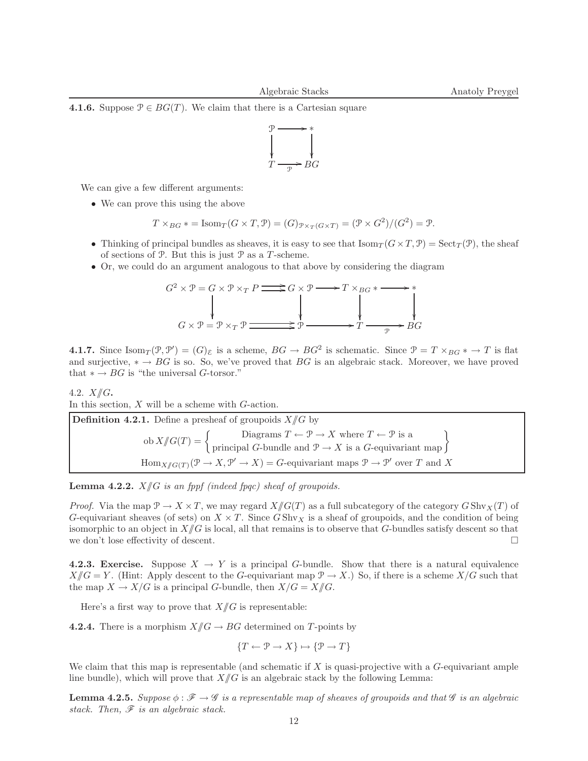**4.1.6.** Suppose $\mathcal{P} \in BG(T)$. We claim that there is a Cartesian square

$$\begin{array}{ccc} \mathcal{P} & \longrightarrow & * \\ \downarrow & & \downarrow \\ T & \xrightarrow[\mathcal{P}]{} & BG \end{array}$$

We can give a few different arguments:

- We can prove this using the above

$$T \times_{BG} * = \mathrm{Isom}_T(G \times T, \mathcal{P}) = (G)_{\mathcal{P} \times_T (G \times T)} = (\mathcal{P} \times G^2)/(G^2) = \mathcal{P}.$$

- Thinking of principal bundles as sheaves, it is easy to see that $\mathrm{Isom}_T(G \times T, \mathcal{P}) = \mathrm{Sect}_T(\mathcal{P})$, the sheaf of sections of $\mathcal{P}$. But this is just $\mathcal{P}$ as a $T$-scheme.
- Or, we could do an argument analogous to that above by considering the diagram

$$\begin{array}{ccccccc} G^2 \times \mathcal{P} = G \times \mathcal{P} \times_T P & \rightrightarrows & G \times \mathcal{P} & \longrightarrow & T \times_{BG} * & \longrightarrow & * \\ \downarrow & & \downarrow & & \downarrow & & \downarrow \\ G \times \mathcal{P} = \mathcal{P} \times_T \mathcal{P} & \rightrightarrows & \mathcal{P} & \longrightarrow & T & \xrightarrow[\mathcal{P}]{} & BG \end{array}$$

**4.1.7.** Since $\mathrm{Isom}_T(\mathcal{P}, \mathcal{P}') = (G)_{\mathcal{E}}$ is a scheme, $BG \to BG^2$ is schematic. Since $\mathcal{P} = T \times_{BG} * \to T$ is flat and surjective, $* \to BG$ is so. So, we've proved that $BG$ is an algebraic stack. Moreover, we have proved that $* \to BG$ is "the universal $G$-torsor."

## 4.2. $X /\!\!/ G$.

In this section, $X$ will be a scheme with $G$-action.

**Definition 4.2.1.** Define a presheaf of groupoids $X /\!\!/ G$ by

$$\mathrm{ob}\, X /\!\!/ G(T) = \left\{ \begin{array}{c} \text{Diagrams } T \leftarrow \mathcal{P} \to X \text{ where } T \leftarrow \mathcal{P} \text{ is a} \\ \text{principal } G\text{-bundle and } \mathcal{P} \to X \text{ is a } G\text{-equivariant map} \end{array} \right\}$$

$$\mathrm{Hom}_{X /\!\!/ G(T)}(\mathcal{P} \to X, \mathcal{P}' \to X) = G\text{-equivariant maps } \mathcal{P} \to \mathcal{P}' \text{ over } T \text{ and } X$$

**Lemma 4.2.2.** *$X /\!\!/ G$ is an fppf (indeed fpqc) sheaf of groupoids.*

*Proof.* Via the map $\mathcal{P} \to X \times T$, we may regard $X /\!\!/ G(T)$ as a full subcategory of the category $G\,\mathrm{Shv}_X(T)$ of $G$-equivariant sheaves (of sets) on $X \times T$. Since $G\,\mathrm{Shv}_X$ is a sheaf of groupoids, and the condition of being isomorphic to an object in $X /\!\!/ G$ is local, all that remains is to observe that $G$-bundles satisfy descent so that we don't lose effectivity of descent. $\square$

**4.2.3. Exercise.** Suppose $X \to Y$ is a principal $G$-bundle. Show that there is a natural equivalence $X /\!\!/ G = Y$. (Hint: Apply descent to the $G$-equivariant map $\mathcal{P} \to X$.) So, if there is a scheme $X/G$ such that the map $X \to X/G$ is a principal $G$-bundle, then $X/G = X /\!\!/ G$.

Here's a first way to prove that $X /\!\!/ G$ is representable:

**4.2.4.** There is a morphism $X /\!\!/ G \to BG$ determined on $T$-points by

$$\{T \leftarrow \mathcal{P} \to X\} \mapsto \{\mathcal{P} \to T\}$$

We claim that this map is representable (and schematic if $X$ is quasi-projective with a $G$-equivariant ample line bundle), which will prove that $X /\!\!/ G$ is an algebraic stack by the following Lemma:

**Lemma 4.2.5.** *Suppose $\phi : \mathscr{F} \to \mathscr{G}$ is a representable map of sheaves of groupoids and that $\mathscr{G}$ is an algebraic stack. Then, $\mathscr{F}$ is an algebraic stack.*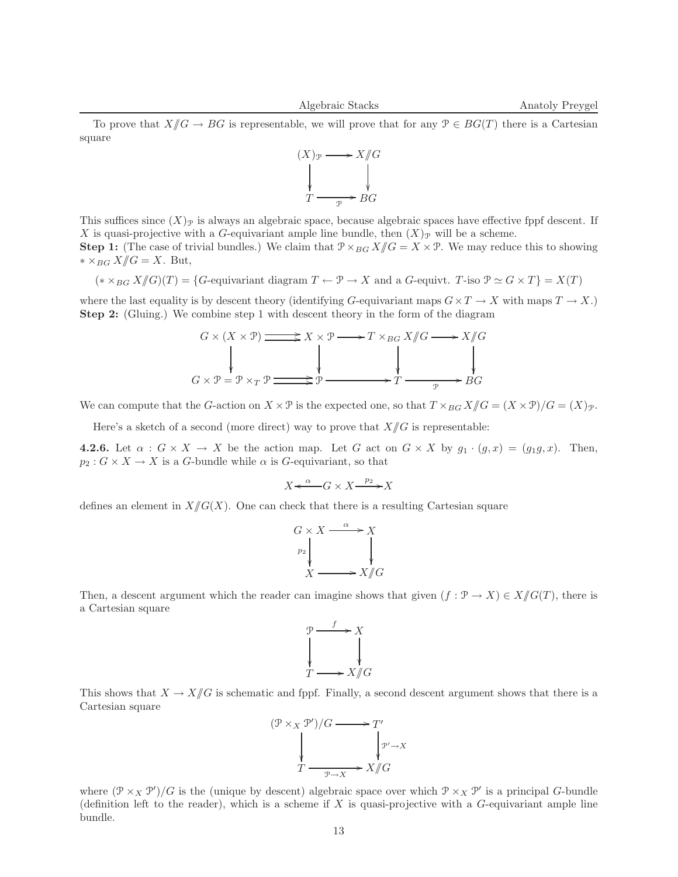To prove that $X /\!\!/ G \to BG$ is representable, we will prove that for any $\mathcal{P} \in BG(T)$ there is a Cartesian square

$$\begin{array}{ccc} (X)_{\mathcal{P}} & \longrightarrow & X /\!\!/ G \\ \downarrow & & \downarrow \\ T & \xrightarrow[\mathcal{P}]{} & BG \end{array}$$

This suffices since $(X)_{\mathcal{P}}$ is always an algebraic space, because algebraic spaces have effective fppf descent. If $X$ is quasi-projective with a $G$-equivariant ample line bundle, then $(X)_{\mathcal{P}}$ will be a scheme.

**Step 1:** (The case of trivial bundles.) We claim that $\mathcal{P} \times_{BG} X /\!\!/ G = X \times \mathcal{P}$. We may reduce this to showing $* \times_{BG} X /\!\!/ G = X$. But,

$$(* \times_{BG} X /\!\!/ G)(T) = \{G\text{-equivariant diagram } T \leftarrow \mathcal{P} \to X \text{ and a } G\text{-equivt. } T\text{-iso } \mathcal{P} \simeq G \times T\} = X(T)$$

where the last equality is by descent theory (identifying $G$-equivariant maps $G \times T \to X$ with maps $T \to X$.)

**Step 2:** (Gluing.) We combine step 1 with descent theory in the form of the diagram

$$\begin{array}{ccccccc} G \times (X \times \mathcal{P}) & \rightrightarrows & X \times \mathcal{P} & \longrightarrow & T \times_{BG} X /\!\!/ G & \longrightarrow & X /\!\!/ G \\ \downarrow & & \downarrow & & \downarrow & & \downarrow \\ G \times \mathcal{P} = \mathcal{P} \times_T \mathcal{P} & \rightrightarrows & \mathcal{P} & \longrightarrow & T & \xrightarrow[\mathcal{P}]{} & BG \end{array}$$

We can compute that the $G$-action on $X \times \mathcal{P}$ is the expected one, so that $T \times_{BG} X /\!\!/ G = (X \times \mathcal{P})/G = (X)_{\mathcal{P}}$.

Here's a sketch of a second (more direct) way to prove that $X /\!\!/ G$ is representable:

**4.2.6.** Let $\alpha : G \times X \to X$ be the action map. Let $G$ act on $G \times X$ by $g_1 \cdot (g, x) = (g_1 g, x)$. Then, $p_2 : G \times X \to X$ is a $G$-bundle while $\alpha$ is $G$-equivariant, so that

$$X \xleftarrow{\alpha} G \times X \xrightarrow{p_2} X$$

defines an element in $X /\!\!/ G(X)$. One can check that there is a resulting Cartesian square

$$\begin{array}{ccc} G \times X & \xrightarrow{\alpha} & X \\ {\scriptstyle p_2}\downarrow & & \downarrow \\ X & \longrightarrow & X /\!\!/ G \end{array}$$

Then, a descent argument which the reader can imagine shows that given $(f : \mathcal{P} \to X) \in X /\!\!/ G(T)$, there is a Cartesian square

$$\begin{array}{ccc} \mathcal{P} & \xrightarrow{f} & X \\ \downarrow & & \downarrow \\ T & \longrightarrow & X /\!\!/ G \end{array}$$

This shows that $X \to X /\!\!/ G$ is schematic and fppf. Finally, a second descent argument shows that there is a Cartesian square

$$\begin{array}{ccc} (\mathcal{P} \times_X \mathcal{P}')/G & \longrightarrow & T' \\ \downarrow & & \downarrow {\scriptstyle \mathcal{P}' \to X} \\ T & \xrightarrow[\mathcal{P} \to X]{} & X /\!\!/ G \end{array}$$

where $(\mathcal{P} \times_X \mathcal{P}')/G$ is the (unique by descent) algebraic space over which $\mathcal{P} \times_X \mathcal{P}'$ is a principal $G$-bundle (definition left to the reader), which is a scheme if $X$ is quasi-projective with a $G$-equivariant ample line bundle.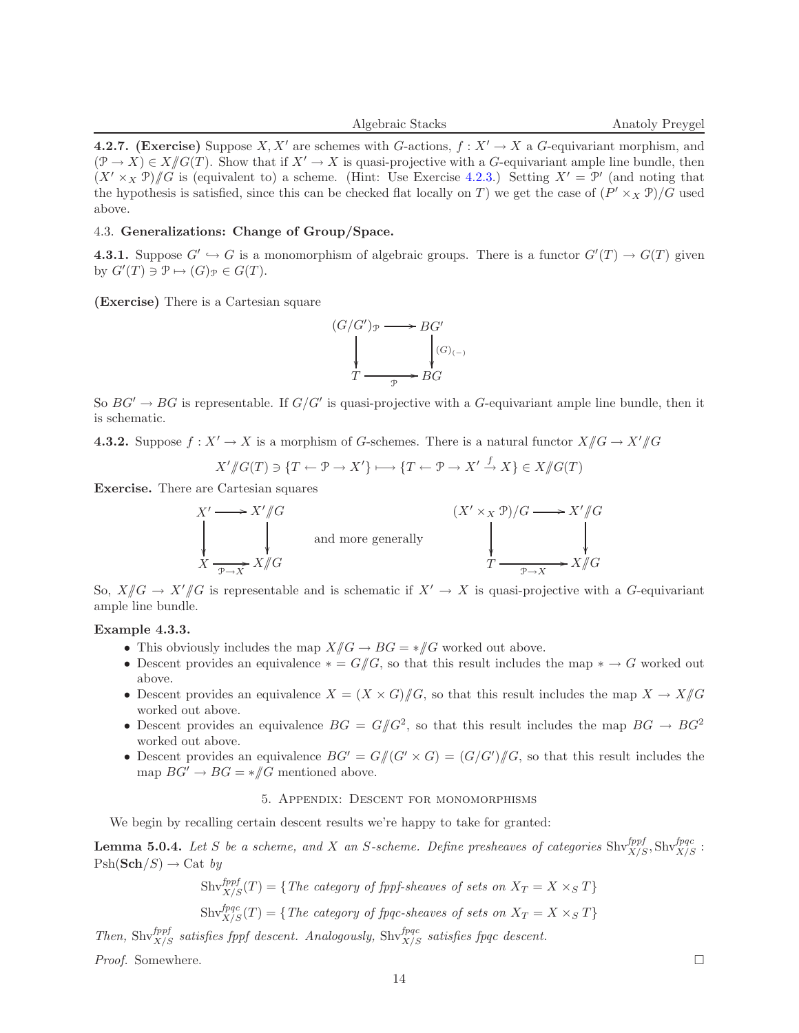**4.2.7. (Exercise)** Suppose $X, X'$ are schemes with $G$-actions, $f : X' \to X$ a $G$-equivariant morphism, and $(\mathcal{P} \to X) \in X/\!\!/G(T)$. Show that if $X' \to X$ is quasi-projective with a $G$-equivariant ample line bundle, then $(X' \times_X \mathcal{P})/\!\!/G$ is (equivalent to) a scheme. (Hint: Use Exercise 4.2.3.) Setting $X' = \mathcal{P}'$ (and noting that the hypothesis is satisfied, since this can be checked flat locally on $T$) we get the case of $(P' \times_X \mathcal{P})/G$ used above.

### 4.3. Generalizations: Change of Group/Space.

**4.3.1.** Suppose $G' \hookrightarrow G$ is a monomorphism of algebraic groups. There is a functor $G'(T) \to G(T)$ given by $G'(T) \ni \mathcal{P} \mapsto (G)_{\mathcal{P}} \in G(T)$.

**(Exercise)** There is a Cartesian square

$$\begin{array}{ccc} (G/G')_{\mathcal{P}} & \longrightarrow & BG' \\ \downarrow & & \downarrow{\scriptstyle (G)_{(-)}} \\ T & \xrightarrow[\mathcal{P}]{} & BG \end{array}$$

So $BG' \to BG$ is representable. If $G/G'$ is quasi-projective with a $G$-equivariant ample line bundle, then it is schematic.

**4.3.2.** Suppose $f : X' \to X$ is a morphism of $G$-schemes. There is a natural functor $X/\!\!/G \to X'/\!\!/G$

$$X'/\!\!/G(T) \ni \{T \leftarrow \mathcal{P} \to X'\} \longmapsto \{T \leftarrow \mathcal{P} \to X' \xrightarrow{f} X\} \in X/\!\!/G(T)$$

**Exercise.** There are Cartesian squares

$$\begin{array}{ccc} X' & \longrightarrow & X'/\!\!/G \\ \downarrow & & \downarrow \\ X & \xrightarrow[\mathcal{P}\to X]{} & X/\!\!/G \end{array} \qquad \text{and more generally} \qquad \begin{array}{ccc} (X' \times_X \mathcal{P})/G & \longrightarrow & X'/\!\!/G \\ \downarrow & & \downarrow \\ T & \xrightarrow[\mathcal{P}\to X]{} & X/\!\!/G \end{array}$$

So, $X/\!\!/G \to X'/\!\!/G$ is representable and is schematic if $X' \to X$ is quasi-projective with a $G$-equivariant ample line bundle.

**Example 4.3.3.**

- This obviously includes the map $X/\!\!/G \to BG = */\!\!/G$ worked out above.
- Descent provides an equivalence $* = G/\!\!/G$, so that this result includes the map $* \to G$ worked out above.
- Descent provides an equivalence $X = (X \times G)/\!\!/G$, so that this result includes the map $X \to X/\!\!/G$ worked out above.
- Descent provides an equivalence $BG = G/\!\!/G^2$, so that this result includes the map $BG \to BG^2$ worked out above.
- Descent provides an equivalence $BG' = G/\!\!/(G' \times G) = (G/G')/\!\!/G$, so that this result includes the map $BG' \to BG = */\!\!/G$ mentioned above.

## 5. Appendix: Descent for monomorphisms

We begin by recalling certain descent results we're happy to take for granted:

**Lemma 5.0.4.** *Let $S$ be a scheme, and $X$ an $S$-scheme. Define presheaves of categories $\mathrm{Shv}^{fppf}_{X/S}, \mathrm{Shv}^{fpqc}_{X/S} : \mathrm{Psh}(\mathbf{Sch}/S) \to \mathrm{Cat}$ by*

$$\mathrm{Shv}^{fppf}_{X/S}(T) = \{\textit{The category of fppf-sheaves of sets on } X_T = X \times_S T\}$$

$$\mathrm{Shv}^{fpqc}_{X/S}(T) = \{\textit{The category of fpqc-sheaves of sets on } X_T = X \times_S T\}$$

*Then, $\mathrm{Shv}^{fppf}_{X/S}$ satisfies fppf descent. Analogously, $\mathrm{Shv}^{fpqc}_{X/S}$ satisfies fpqc descent.*

*Proof.* Somewhere. □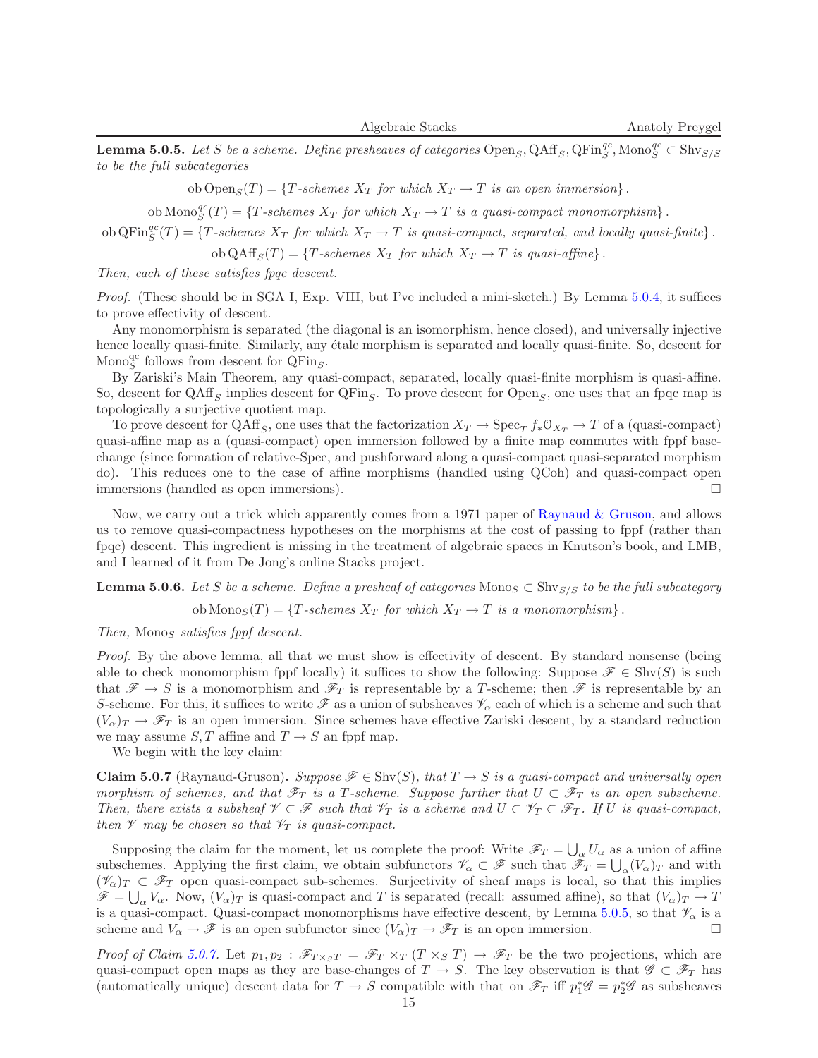**Lemma 5.0.5.** *Let $S$ be a scheme. Define presheaves of categories $\mathrm{Open}_S, \mathrm{QAff}_S, \mathrm{QFin}_S^{qc}, \mathrm{Mono}_S^{qc} \subset \mathrm{Shv}_{S/S}$ to be the full subcategories*

$$\operatorname{ob} \mathrm{Open}_S(T) = \{T\text{-schemes } X_T \text{ for which } X_T \to T \text{ is an open immersion}\}.$$

$$\operatorname{ob} \mathrm{Mono}_S^{qc}(T) = \{T\text{-schemes } X_T \text{ for which } X_T \to T \text{ is a quasi-compact monomorphism}\}.$$

$$\operatorname{ob} \mathrm{QFin}_S^{qc}(T) = \{T\text{-schemes } X_T \text{ for which } X_T \to T \text{ is quasi-compact, separated, and locally quasi-finite}\}.$$

$$\operatorname{ob} \mathrm{QAff}_S(T) = \{T\text{-schemes } X_T \text{ for which } X_T \to T \text{ is quasi-affine}\}.$$

*Then, each of these satisfies fpqc descent.*

*Proof.* (These should be in SGA I, Exp. VIII, but I've included a mini-sketch.) By Lemma 5.0.4, it suffices to prove effectivity of descent.

Any monomorphism is separated (the diagonal is an isomorphism, hence closed), and universally injective hence locally quasi-finite. Similarly, any étale morphism is separated and locally quasi-finite. So, descent for $\mathrm{Mono}_S^{qc}$ follows from descent for $\mathrm{QFin}_S$.

By Zariski's Main Theorem, any quasi-compact, separated, locally quasi-finite morphism is quasi-affine. So, descent for $\mathrm{QAff}_S$ implies descent for $\mathrm{QFin}_S$. To prove descent for $\mathrm{Open}_S$, one uses that an fpqc map is topologically a surjective quotient map.

To prove descent for $\mathrm{QAff}_S$, one uses that the factorization $X_T \to \mathrm{Spec}_T\, f_*\mathcal{O}_{X_T} \to T$ of a (quasi-compact) quasi-affine map as a (quasi-compact) open immersion followed by a finite map commutes with fppf base-change (since formation of relative-Spec, and pushforward along a quasi-compact quasi-separated morphism do). This reduces one to the case of affine morphisms (handled using QCoh) and quasi-compact open immersions (handled as open immersions). □

Now, we carry out a trick which apparently comes from a 1971 paper of Raynaud & Gruson, and allows us to remove quasi-compactness hypotheses on the morphisms at the cost of passing to fppf (rather than fpqc) descent. This ingredient is missing in the treatment of algebraic spaces in Knutson's book, and LMB, and I learned of it from De Jong's online Stacks project.

**Lemma 5.0.6.** *Let $S$ be a scheme. Define a presheaf of categories $\mathrm{Mono}_S \subset \mathrm{Shv}_{S/S}$ to be the full subcategory*

$$\operatorname{ob} \mathrm{Mono}_S(T) = \{T\text{-schemes } X_T \text{ for which } X_T \to T \text{ is a monomorphism}\}.$$

*Then, $\mathrm{Mono}_S$ satisfies fppf descent.*

*Proof.* By the above lemma, all that we must show is effectivity of descent. By standard nonsense (being able to check monomorphism fppf locally) it suffices to show the following: Suppose $\mathscr{F} \in \mathrm{Shv}(S)$ is such that $\mathscr{F} \to S$ is a monomorphism and $\mathscr{F}_T$ is representable by a $T$-scheme; then $\mathscr{F}$ is representable by an $S$-scheme. For this, it suffices to write $\mathscr{F}$ as a union of subsheaves $\mathscr{V}_\alpha$ each of which is a scheme and such that $(V_\alpha)_T \to \mathscr{F}_T$ is an open immersion. Since schemes have effective Zariski descent, by a standard reduction we may assume $S, T$ affine and $T \to S$ an fppf map.

We begin with the key claim:

**Claim 5.0.7** (Raynaud-Gruson). *Suppose $\mathscr{F} \in \mathrm{Shv}(S)$, that $T \to S$ is a quasi-compact and universally open morphism of schemes, and that $\mathscr{F}_T$ is a $T$-scheme. Suppose further that $U \subset \mathscr{F}_T$ is an open subscheme. Then, there exists a subsheaf $\mathscr{V} \subset \mathscr{F}$ such that $\mathscr{V}_T$ is a scheme and $U \subset \mathscr{V}_T \subset \mathscr{F}_T$. If $U$ is quasi-compact, then $\mathscr{V}$ may be chosen so that $\mathscr{V}_T$ is quasi-compact.*

Supposing the claim for the moment, let us complete the proof: Write $\mathscr{F}_T = \bigcup_\alpha U_\alpha$ as a union of affine subschemes. Applying the first claim, we obtain subfunctors $\mathscr{V}_\alpha \subset \mathscr{F}$ such that $\mathscr{F}_T = \bigcup_\alpha (V_\alpha)_T$ and with $(\mathscr{V}_\alpha)_T \subset \mathscr{F}_T$ open quasi-compact sub-schemes. Surjectivity of sheaf maps is local, so that this implies $\mathscr{F} = \bigcup_\alpha V_\alpha$. Now, $(V_\alpha)_T$ is quasi-compact and $T$ is separated (recall: assumed affine), so that $(V_\alpha)_T \to T$ is a quasi-compact. Quasi-compact monomorphisms have effective descent, by Lemma 5.0.5, so that $\mathscr{V}_\alpha$ is a scheme and $V_\alpha \to \mathscr{F}$ is an open subfunctor since $(V_\alpha)_T \to \mathscr{F}_T$ is an open immersion. □

*Proof of Claim 5.0.7.* Let $p_1, p_2 : \mathscr{F}_{T \times_S T} = \mathscr{F}_T \times_T (T \times_S T) \to \mathscr{F}_T$ be the two projections, which are quasi-compact open maps as they are base-changes of $T \to S$. The key observation is that $\mathscr{G} \subset \mathscr{F}_T$ has (automatically unique) descent data for $T \to S$ compatible with that on $\mathscr{F}_T$ iff $p_1^*\mathscr{G} = p_2^*\mathscr{G}$ as subsheaves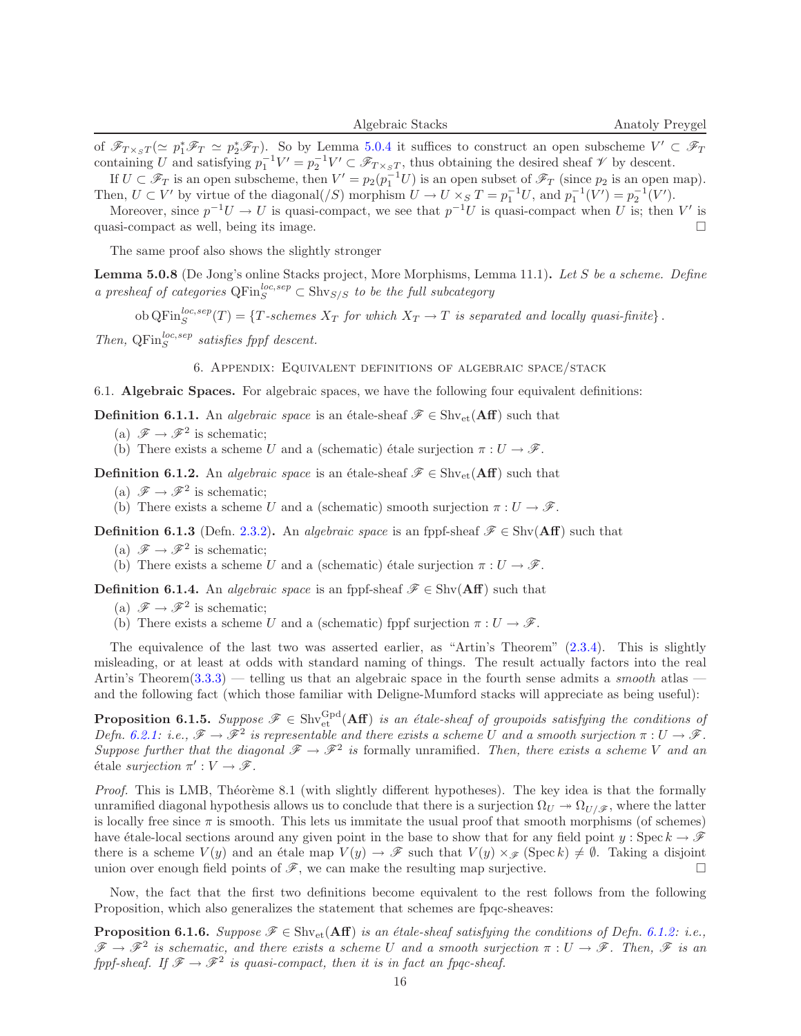of $\mathscr{F}_{T\times_S T}(\simeq p_1^*\mathscr{F}_T \simeq p_2^*\mathscr{F}_T)$. So by Lemma 5.0.4 it suffices to construct an open subscheme $V' \subset \mathscr{F}_T$ containing $U$ and satisfying $p_1^{-1}V' = p_2^{-1}V' \subset \mathscr{F}_{T\times_S T}$, thus obtaining the desired sheaf $\mathscr{V}$ by descent.

If $U \subset \mathscr{F}_T$ is an open subscheme, then $V' = p_2(p_1^{-1}U)$ is an open subset of $\mathscr{F}_T$ (since $p_2$ is an open map). Then, $U \subset V'$ by virtue of the diagonal$(/S)$ morphism $U \to U \times_S T = p_1^{-1}U$, and $p_1^{-1}(V') = p_2^{-1}(V')$.

Moreover, since $p^{-1}U \to U$ is quasi-compact, we see that $p^{-1}U$ is quasi-compact when $U$ is; then $V'$ is quasi-compact as well, being its image. $\square$

The same proof also shows the slightly stronger

**Lemma 5.0.8** (De Jong's online Stacks project, More Morphisms, Lemma 11.1)**.** *Let $S$ be a scheme. Define a presheaf of categories $\mathrm{QFin}_S^{loc,sep} \subset \mathrm{Shv}_{S/S}$ to be the full subcategory*

$$\mathrm{ob}\,\mathrm{QFin}_S^{loc,sep}(T) = \{T\text{-schemes } X_T \text{ for which } X_T \to T \text{ is separated and locally quasi-finite}\}.$$

*Then, $\mathrm{QFin}_S^{loc,sep}$ satisfies fppf descent.*

## 6. Appendix: Equivalent definitions of algebraic space/stack

### 6.1. Algebraic Spaces.

For algebraic spaces, we have the following four equivalent definitions:

**Definition 6.1.1.** An *algebraic space* is an étale-sheaf $\mathscr{F} \in \mathrm{Shv}_{\mathrm{et}}(\mathbf{Aff})$ such that

- (a) $\mathscr{F} \to \mathscr{F}^2$ is schematic;
- (b) There exists a scheme $U$ and a (schematic) étale surjection $\pi : U \to \mathscr{F}$.

**Definition 6.1.2.** An *algebraic space* is an étale-sheaf $\mathscr{F} \in \mathrm{Shv}_{\mathrm{et}}(\mathbf{Aff})$ such that

- (a) $\mathscr{F} \to \mathscr{F}^2$ is schematic;
- (b) There exists a scheme $U$ and a (schematic) smooth surjection $\pi : U \to \mathscr{F}$.

**Definition 6.1.3** (Defn. 2.3.2)**.** An *algebraic space* is an fppf-sheaf $\mathscr{F} \in \mathrm{Shv}(\mathbf{Aff})$ such that

- (a) $\mathscr{F} \to \mathscr{F}^2$ is schematic;
- (b) There exists a scheme $U$ and a (schematic) étale surjection $\pi : U \to \mathscr{F}$.

**Definition 6.1.4.** An *algebraic space* is an fppf-sheaf $\mathscr{F} \in \mathrm{Shv}(\mathbf{Aff})$ such that

- (a) $\mathscr{F} \to \mathscr{F}^2$ is schematic;
- (b) There exists a scheme $U$ and a (schematic) fppf surjection $\pi : U \to \mathscr{F}$.

The equivalence of the last two was asserted earlier, as "Artin's Theorem" (2.3.4). This is slightly misleading, or at least at odds with standard naming of things. The result actually factors into the real Artin's Theorem(3.3.3) — telling us that an algebraic space in the fourth sense admits a *smooth* atlas — and the following fact (which those familiar with Deligne-Mumford stacks will appreciate as being useful):

**Proposition 6.1.5.** *Suppose $\mathscr{F} \in \mathrm{Shv}_{\mathrm{et}}^{\mathrm{Gpd}}(\mathbf{Aff})$ is an étale-sheaf of groupoids satisfying the conditions of Defn. 6.2.1: i.e., $\mathscr{F} \to \mathscr{F}^2$ is representable and there exists a scheme $U$ and a smooth surjection $\pi : U \to \mathscr{F}$. Suppose further that the diagonal $\mathscr{F} \to \mathscr{F}^2$ is* formally unramified*. Then, there exists a scheme $V$ and an* étale *surjection $\pi' : V \to \mathscr{F}$.*

*Proof.* This is LMB, Théorème 8.1 (with slightly different hypotheses). The key idea is that the formally unramified diagonal hypothesis allows us to conclude that there is a surjection $\Omega_U \twoheadrightarrow \Omega_{U/\mathscr{F}}$, where the latter is locally free since $\pi$ is smooth. This lets us immitate the usual proof that smooth morphisms (of schemes) have étale-local sections around any given point in the base to show that for any field point $y : \operatorname{Spec} k \to \mathscr{F}$ there is a scheme $V(y)$ and an étale map $V(y) \to \mathscr{F}$ such that $V(y) \times_{\mathscr{F}} (\operatorname{Spec} k) \neq \emptyset$. Taking a disjoint union over enough field points of $\mathscr{F}$, we can make the resulting map surjective. $\square$

Now, the fact that the first two definitions become equivalent to the rest follows from the following Proposition, which also generalizes the statement that schemes are fpqc-sheaves:

**Proposition 6.1.6.** *Suppose $\mathscr{F} \in \mathrm{Shv}_{\mathrm{et}}(\mathbf{Aff})$ is an étale-sheaf satisfying the conditions of Defn. 6.1.2: i.e., $\mathscr{F} \to \mathscr{F}^2$ is schematic, and there exists a scheme $U$ and a smooth surjection $\pi : U \to \mathscr{F}$. Then, $\mathscr{F}$ is an fppf-sheaf. If $\mathscr{F} \to \mathscr{F}^2$ is quasi-compact, then it is in fact an fpqc-sheaf.*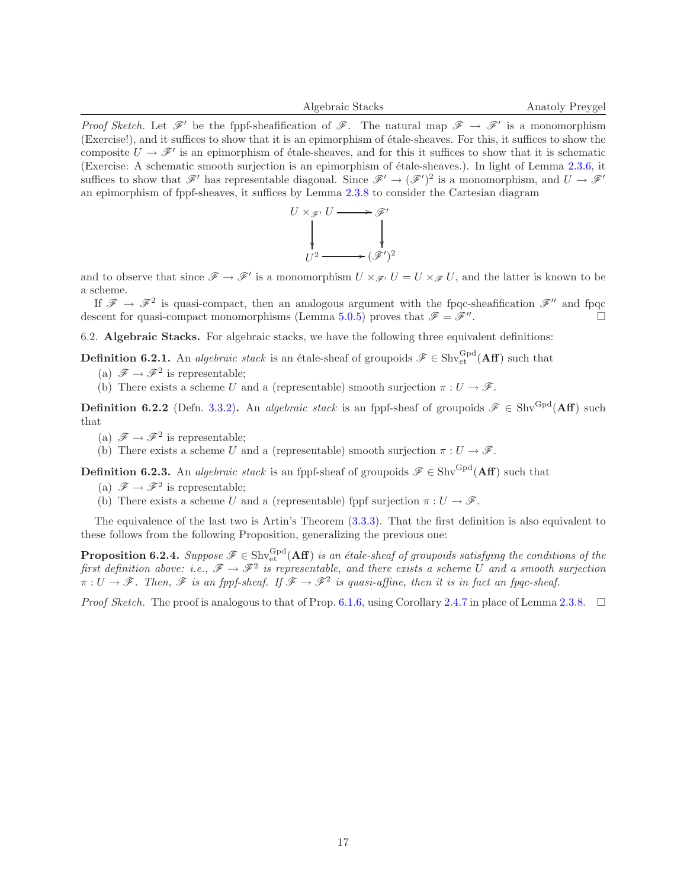*Proof Sketch.* Let $\mathscr{F}'$ be the fppf-sheafification of $\mathscr{F}$. The natural map $\mathscr{F} \to \mathscr{F}'$ is a monomorphism (Exercise!), and it suffices to show that it is an epimorphism of étale-sheaves. For this, it suffices to show the composite $U \to \mathscr{F}'$ is an epimorphism of étale-sheaves, and for this it suffices to show that it is schematic (Exercise: A schematic smooth surjection is an epimorphism of étale-sheaves.). In light of Lemma 2.3.6, it suffices to show that $\mathscr{F}'$ has representable diagonal. Since $\mathscr{F}' \to (\mathscr{F}')^2$ is a monomorphism, and $U \to \mathscr{F}'$ an epimorphism of fppf-sheaves, it suffices by Lemma 2.3.8 to consider the Cartesian diagram

$$\begin{array}{ccc} U \times_{\mathscr{F}'} U & \longrightarrow & \mathscr{F}' \\ \downarrow & & \downarrow \\ U^2 & \longrightarrow & (\mathscr{F}')^2 \end{array}$$

and to observe that since $\mathscr{F} \to \mathscr{F}'$ is a monomorphism $U \times_{\mathscr{F}'} U = U \times_{\mathscr{F}} U$, and the latter is known to be a scheme.

If $\mathscr{F} \to \mathscr{F}^2$ is quasi-compact, then an analogous argument with the fpqc-sheafification $\mathscr{F}''$ and fpqc descent for quasi-compact monomorphisms (Lemma 5.0.5) proves that $\mathscr{F} = \mathscr{F}''$. □

6.2. **Algebraic Stacks.** For algebraic stacks, we have the following three equivalent definitions:

**Definition 6.2.1.** An *algebraic stack* is an étale-sheaf of groupoids $\mathscr{F} \in \mathrm{Shv}_{\mathrm{et}}^{\mathrm{Gpd}}(\mathbf{Aff})$ such that

(a) $\mathscr{F} \to \mathscr{F}^2$ is representable;
(b) There exists a scheme $U$ and a (representable) smooth surjection $\pi : U \to \mathscr{F}$.

**Definition 6.2.2** (Defn. 3.3.2)**.** An *algebraic stack* is an fppf-sheaf of groupoids $\mathscr{F} \in \mathrm{Shv}^{\mathrm{Gpd}}(\mathbf{Aff})$ such that

(a) $\mathscr{F} \to \mathscr{F}^2$ is representable;
(b) There exists a scheme $U$ and a (representable) smooth surjection $\pi : U \to \mathscr{F}$.

**Definition 6.2.3.** An *algebraic stack* is an fppf-sheaf of groupoids $\mathscr{F} \in \mathrm{Shv}^{\mathrm{Gpd}}(\mathbf{Aff})$ such that

(a) $\mathscr{F} \to \mathscr{F}^2$ is representable;
(b) There exists a scheme $U$ and a (representable) fppf surjection $\pi : U \to \mathscr{F}$.

The equivalence of the last two is Artin's Theorem (3.3.3). That the first definition is also equivalent to these follows from the following Proposition, generalizing the previous one:

**Proposition 6.2.4.** *Suppose $\mathscr{F} \in \mathrm{Shv}_{\mathrm{et}}^{\mathrm{Gpd}}(\mathbf{Aff})$ is an étale-sheaf of groupoids satisfying the conditions of the first definition above: i.e., $\mathscr{F} \to \mathscr{F}^2$ is representable, and there exists a scheme $U$ and a smooth surjection $\pi : U \to \mathscr{F}$. Then, $\mathscr{F}$ is an fppf-sheaf. If $\mathscr{F} \to \mathscr{F}^2$ is quasi-affine, then it is in fact an fpqc-sheaf.*

*Proof Sketch.* The proof is analogous to that of Prop. 6.1.6, using Corollary 2.4.7 in place of Lemma 2.3.8. □